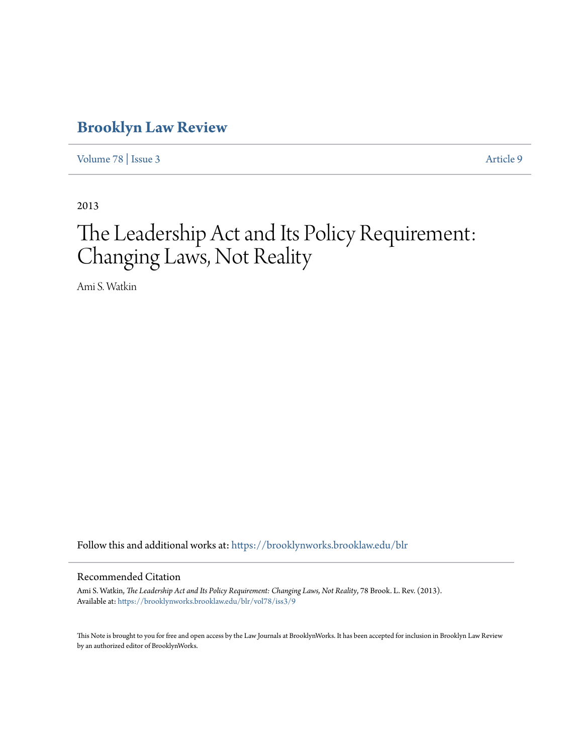# Brooklyn Law Review

Volume 78 | Issue 3 Article 9

2013

# The Leadership Act and Its Policy Requirement: Changing Laws, Not Reality

Ami S. Watkin

Follow this and additional works at: https://brooklynworks.brooklaw.edu/blr

## Recommended Citation

Ami S. Watkin, *The Leadership Act and Its Policy Requirement: Changing Laws, Not Reality*, 78 Brook. L. Rev. (2013).
Available at: https://brooklynworks.brooklaw.edu/blr/vol78/iss3/9

This Note is brought to you for free and open access by the Law Journals at BrooklynWorks. It has been accepted for inclusion in Brooklyn Law Review by an authorized editor of BrooklynWorks.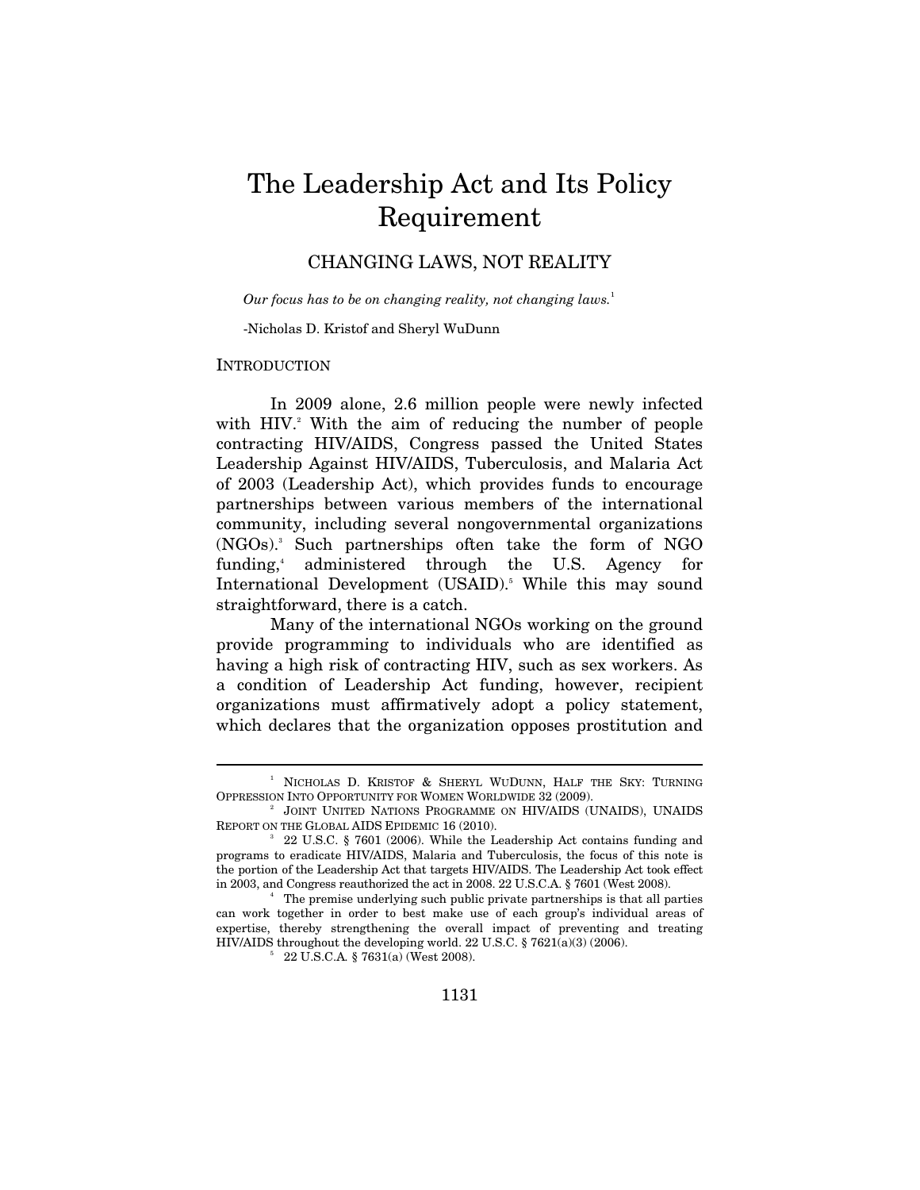# The Leadership Act and Its Policy Requirement

## CHANGING LAWS, NOT REALITY

*Our focus has to be on changing reality, not changing laws.*[1]

-Nicholas D. Kristof and Sheryl WuDunn

### INTRODUCTION

In 2009 alone, 2.6 million people were newly infected with HIV.[2] With the aim of reducing the number of people contracting HIV/AIDS, Congress passed the United States Leadership Against HIV/AIDS, Tuberculosis, and Malaria Act of 2003 (Leadership Act), which provides funds to encourage partnerships between various members of the international community, including several nongovernmental organizations (NGOs).[3] Such partnerships often take the form of NGO funding,[4] administered through the U.S. Agency for International Development (USAID).[5] While this may sound straightforward, there is a catch.

Many of the international NGOs working on the ground provide programming to individuals who are identified as having a high risk of contracting HIV, such as sex workers. As a condition of Leadership Act funding, however, recipient organizations must affirmatively adopt a policy statement, which declares that the organization opposes prostitution and

---

[1] NICHOLAS D. KRISTOF & SHERYL WUDUNN, HALF THE SKY: TURNING OPPRESSION INTO OPPORTUNITY FOR WOMEN WORLDWIDE 32 (2009).

[2] JOINT UNITED NATIONS PROGRAMME ON HIV/AIDS (UNAIDS), UNAIDS REPORT ON THE GLOBAL AIDS EPIDEMIC 16 (2010).

[3] 22 U.S.C. § 7601 (2006). While the Leadership Act contains funding and programs to eradicate HIV/AIDS, Malaria and Tuberculosis, the focus of this note is the portion of the Leadership Act that targets HIV/AIDS. The Leadership Act took effect in 2003, and Congress reauthorized the act in 2008. 22 U.S.C.A. § 7601 (West 2008).

[4] The premise underlying such public private partnerships is that all parties can work together in order to best make use of each group's individual areas of expertise, thereby strengthening the overall impact of preventing and treating HIV/AIDS throughout the developing world. 22 U.S.C. § 7621(a)(3) (2006).

[5] 22 U.S.C.A. § 7631(a) (West 2008).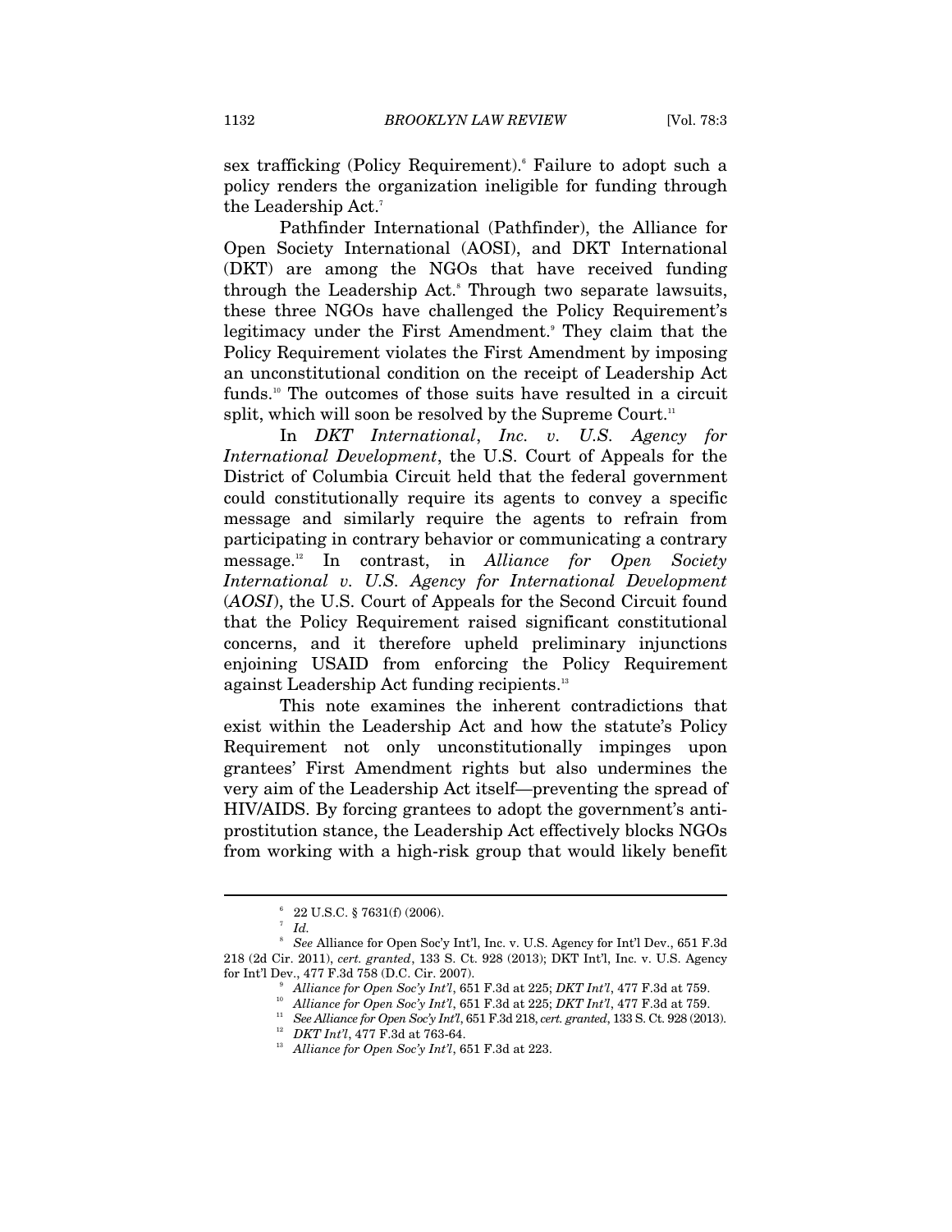sex trafficking (Policy Requirement).[6] Failure to adopt such a policy renders the organization ineligible for funding through the Leadership Act.[7]

Pathfinder International (Pathfinder), the Alliance for Open Society International (AOSI), and DKT International (DKT) are among the NGOs that have received funding through the Leadership Act.[8] Through two separate lawsuits, these three NGOs have challenged the Policy Requirement's legitimacy under the First Amendment.[9] They claim that the Policy Requirement violates the First Amendment by imposing an unconstitutional condition on the receipt of Leadership Act funds.[10] The outcomes of those suits have resulted in a circuit split, which will soon be resolved by the Supreme Court.[11]

In *DKT International*, *Inc. v. U.S. Agency for International Development*, the U.S. Court of Appeals for the District of Columbia Circuit held that the federal government could constitutionally require its agents to convey a specific message and similarly require the agents to refrain from participating in contrary behavior or communicating a contrary message.[12] In contrast, in *Alliance for Open Society International v. U.S. Agency for International Development* (*AOSI*), the U.S. Court of Appeals for the Second Circuit found that the Policy Requirement raised significant constitutional concerns, and it therefore upheld preliminary injunctions enjoining USAID from enforcing the Policy Requirement against Leadership Act funding recipients.[13]

This note examines the inherent contradictions that exist within the Leadership Act and how the statute's Policy Requirement not only unconstitutionally impinges upon grantees' First Amendment rights but also undermines the very aim of the Leadership Act itself—preventing the spread of HIV/AIDS. By forcing grantees to adopt the government's anti-prostitution stance, the Leadership Act effectively blocks NGOs from working with a high-risk group that would likely benefit

---

[6] 22 U.S.C. § 7631(f) (2006).

[7] *Id.*

[8] *See* Alliance for Open Soc'y Int'l, Inc. v. U.S. Agency for Int'l Dev., 651 F.3d 218 (2d Cir. 2011), *cert. granted*, 133 S. Ct. 928 (2013); DKT Int'l, Inc. v. U.S. Agency for Int'l Dev., 477 F.3d 758 (D.C. Cir. 2007).

[9] *Alliance for Open Soc'y Int'l*, 651 F.3d at 225; *DKT Int'l*, 477 F.3d at 759.

[10] *Alliance for Open Soc'y Int'l*, 651 F.3d at 225; *DKT Int'l*, 477 F.3d at 759.

[11] *See Alliance for Open Soc'y Int'l*, 651 F.3d 218, *cert. granted*, 133 S. Ct. 928 (2013).

[12] *DKT Int'l*, 477 F.3d at 763-64.

[13] *Alliance for Open Soc'y Int'l*, 651 F.3d at 223.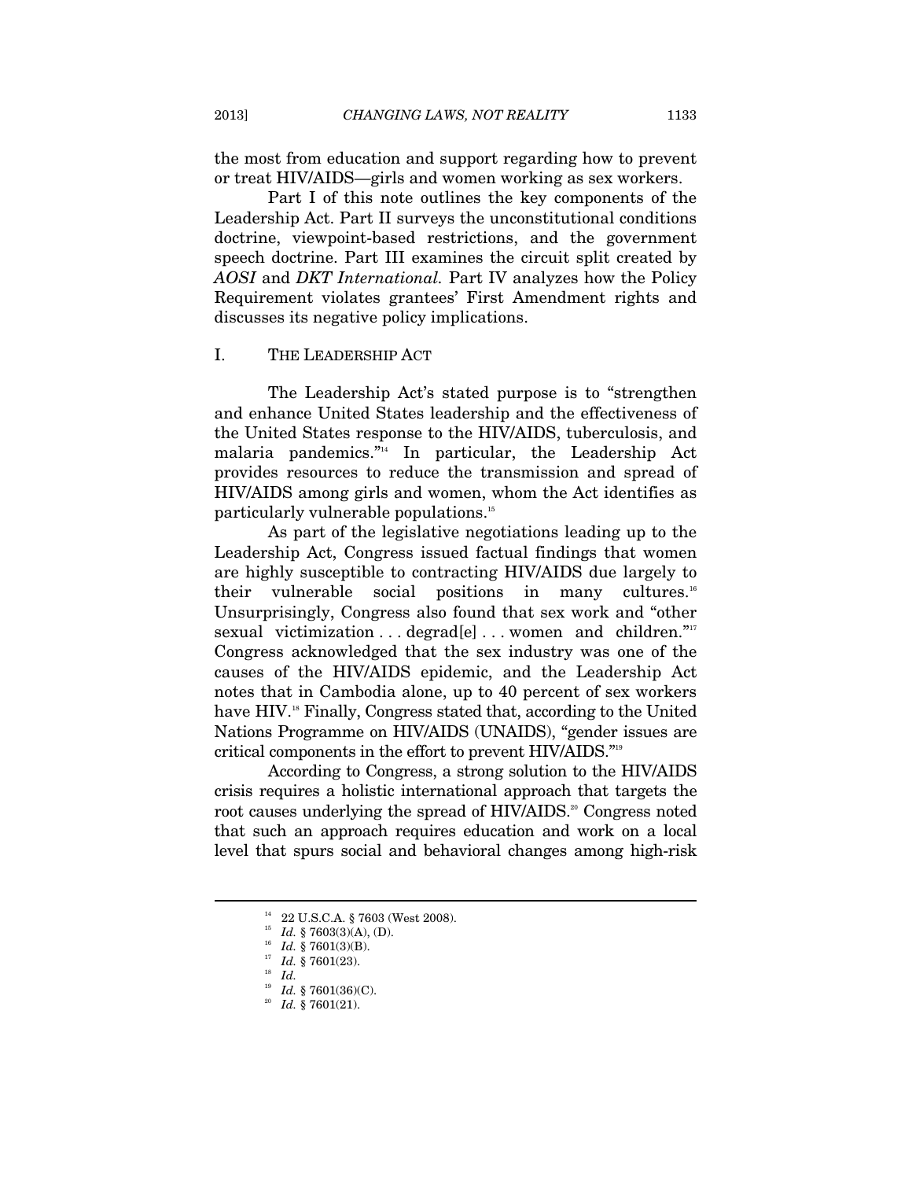the most from education and support regarding how to prevent or treat HIV/AIDS—girls and women working as sex workers.

Part I of this note outlines the key components of the Leadership Act. Part II surveys the unconstitutional conditions doctrine, viewpoint-based restrictions, and the government speech doctrine. Part III examines the circuit split created by *AOSI* and *DKT International.* Part IV analyzes how the Policy Requirement violates grantees' First Amendment rights and discusses its negative policy implications.

## I. THE LEADERSHIP ACT

The Leadership Act's stated purpose is to "strengthen and enhance United States leadership and the effectiveness of the United States response to the HIV/AIDS, tuberculosis, and malaria pandemics."[14] In particular, the Leadership Act provides resources to reduce the transmission and spread of HIV/AIDS among girls and women, whom the Act identifies as particularly vulnerable populations.[15]

As part of the legislative negotiations leading up to the Leadership Act, Congress issued factual findings that women are highly susceptible to contracting HIV/AIDS due largely to their vulnerable social positions in many cultures.[16] Unsurprisingly, Congress also found that sex work and "other sexual victimization . . . degrad[e] . . . women and children."[17] Congress acknowledged that the sex industry was one of the causes of the HIV/AIDS epidemic, and the Leadership Act notes that in Cambodia alone, up to 40 percent of sex workers have HIV.[18] Finally, Congress stated that, according to the United Nations Programme on HIV/AIDS (UNAIDS), "gender issues are critical components in the effort to prevent HIV/AIDS."[19]

According to Congress, a strong solution to the HIV/AIDS crisis requires a holistic international approach that targets the root causes underlying the spread of HIV/AIDS.[20] Congress noted that such an approach requires education and work on a local level that spurs social and behavioral changes among high-risk

---

[14] 22 U.S.C.A. § 7603 (West 2008).

[15] *Id.* § 7603(3)(A), (D).

[16] *Id.* § 7601(3)(B).

[17] *Id.* § 7601(23).

[18] *Id.*

[19] *Id.* § 7601(36)(C).

[20] *Id.* § 7601(21).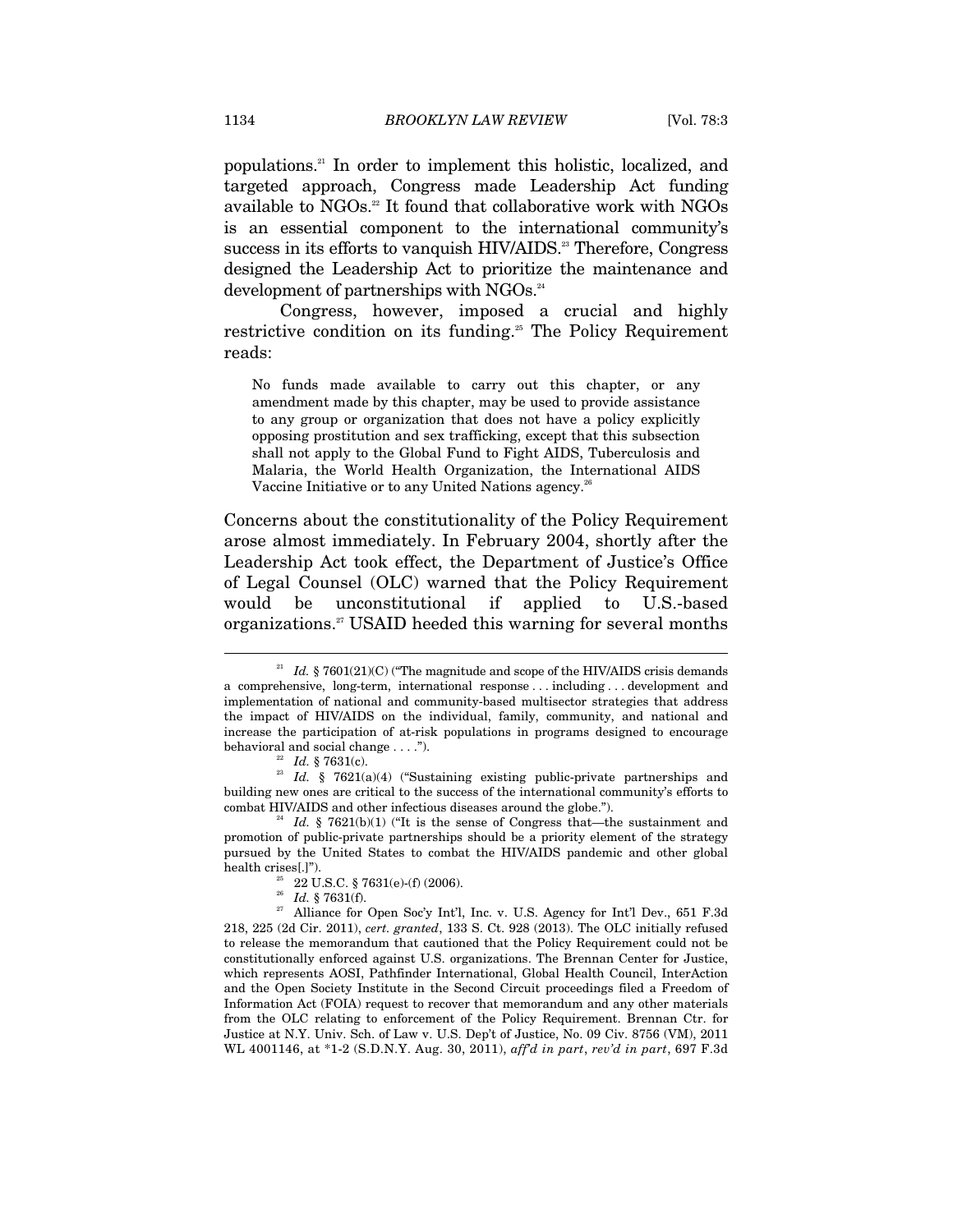populations.[21] In order to implement this holistic, localized, and targeted approach, Congress made Leadership Act funding available to NGOs.[22] It found that collaborative work with NGOs is an essential component to the international community's success in its efforts to vanquish HIV/AIDS.[23] Therefore, Congress designed the Leadership Act to prioritize the maintenance and development of partnerships with NGOs.[24]

Congress, however, imposed a crucial and highly restrictive condition on its funding.[25] The Policy Requirement reads:

> No funds made available to carry out this chapter, or any amendment made by this chapter, may be used to provide assistance to any group or organization that does not have a policy explicitly opposing prostitution and sex trafficking, except that this subsection shall not apply to the Global Fund to Fight AIDS, Tuberculosis and Malaria, the World Health Organization, the International AIDS Vaccine Initiative or to any United Nations agency.[26]

Concerns about the constitutionality of the Policy Requirement arose almost immediately. In February 2004, shortly after the Leadership Act took effect, the Department of Justice's Office of Legal Counsel (OLC) warned that the Policy Requirement would be unconstitutional if applied to U.S.-based organizations.[27] USAID heeded this warning for several months

---

[21] *Id.* § 7601(21)(C) ("The magnitude and scope of the HIV/AIDS crisis demands a comprehensive, long-term, international response . . . including . . . development and implementation of national and community-based multisector strategies that address the impact of HIV/AIDS on the individual, family, community, and national and increase the participation of at-risk populations in programs designed to encourage behavioral and social change . . . .").

[22] *Id.* § 7631(c).

[23] *Id.* § 7621(a)(4) ("Sustaining existing public-private partnerships and building new ones are critical to the success of the international community's efforts to combat HIV/AIDS and other infectious diseases around the globe.").

[24] *Id.* § 7621(b)(1) ("It is the sense of Congress that—the sustainment and promotion of public-private partnerships should be a priority element of the strategy pursued by the United States to combat the HIV/AIDS pandemic and other global health crises[.]").

[25] 22 U.S.C. § 7631(e)-(f) (2006).

[26] *Id.* § 7631(f).

[27] Alliance for Open Soc'y Int'l, Inc. v. U.S. Agency for Int'l Dev., 651 F.3d 218, 225 (2d Cir. 2011), *cert. granted*, 133 S. Ct. 928 (2013). The OLC initially refused to release the memorandum that cautioned that the Policy Requirement could not be constitutionally enforced against U.S. organizations. The Brennan Center for Justice, which represents AOSI, Pathfinder International, Global Health Council, InterAction and the Open Society Institute in the Second Circuit proceedings filed a Freedom of Information Act (FOIA) request to recover that memorandum and any other materials from the OLC relating to enforcement of the Policy Requirement. Brennan Ctr. for Justice at N.Y. Univ. Sch. of Law v. U.S. Dep't of Justice, No. 09 Civ. 8756 (VM), 2011 WL 4001146, at *1-2 (S.D.N.Y. Aug. 30, 2011), *aff'd in part*, *rev'd in part*, 697 F.3d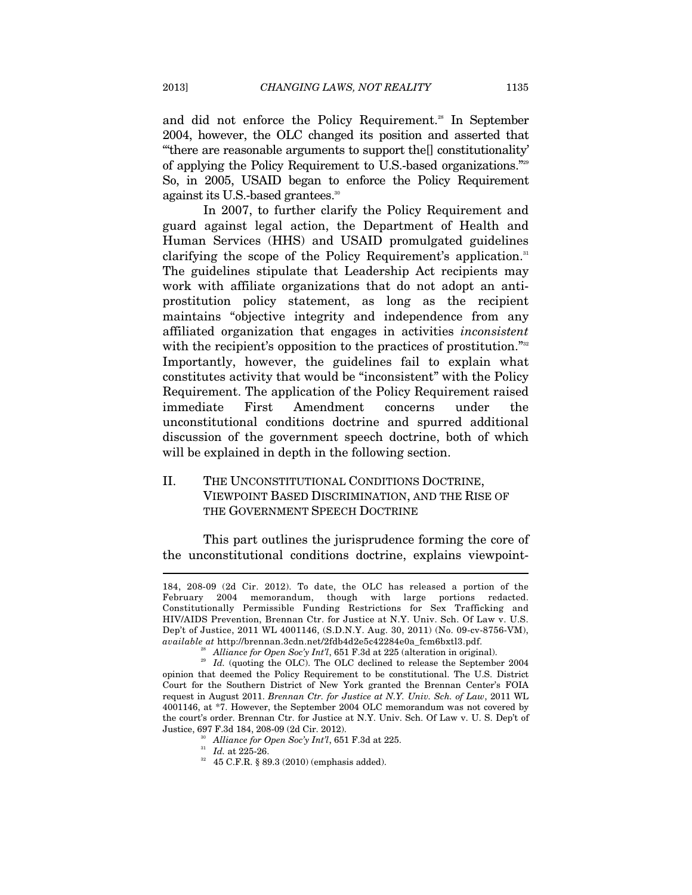and did not enforce the Policy Requirement.[28] In September 2004, however, the OLC changed its position and asserted that "'there are reasonable arguments to support the[] constitutionality' of applying the Policy Requirement to U.S.-based organizations."[29] So, in 2005, USAID began to enforce the Policy Requirement against its U.S.-based grantees.[30]

In 2007, to further clarify the Policy Requirement and guard against legal action, the Department of Health and Human Services (HHS) and USAID promulgated guidelines clarifying the scope of the Policy Requirement's application.[31] The guidelines stipulate that Leadership Act recipients may work with affiliate organizations that do not adopt an anti-prostitution policy statement, as long as the recipient maintains "objective integrity and independence from any affiliated organization that engages in activities *inconsistent* with the recipient's opposition to the practices of prostitution."[32] Importantly, however, the guidelines fail to explain what constitutes activity that would be "inconsistent" with the Policy Requirement. The application of the Policy Requirement raised immediate First Amendment concerns under the unconstitutional conditions doctrine and spurred additional discussion of the government speech doctrine, both of which will be explained in depth in the following section.

## II. THE UNCONSTITUTIONAL CONDITIONS DOCTRINE, VIEWPOINT BASED DISCRIMINATION, AND THE RISE OF THE GOVERNMENT SPEECH DOCTRINE

This part outlines the jurisprudence forming the core of the unconstitutional conditions doctrine, explains viewpoint-

---

184, 208-09 (2d Cir. 2012). To date, the OLC has released a portion of the February 2004 memorandum, though with large portions redacted. Constitutionally Permissible Funding Restrictions for Sex Trafficking and HIV/AIDS Prevention, Brennan Ctr. for Justice at N.Y. Univ. Sch. Of Law v. U.S. Dep't of Justice, 2011 WL 4001146, (S.D.N.Y. Aug. 30, 2011) (No. 09-cv-8756-VM), *available at* http://brennan.3cdn.net/2fdb4d2e5c42284e0a_fcm6bxtl3.pdf.

[28] *Alliance for Open Soc'y Int'l*, 651 F.3d at 225 (alteration in original).

[29] *Id.* (quoting the OLC). The OLC declined to release the September 2004 opinion that deemed the Policy Requirement to be constitutional. The U.S. District Court for the Southern District of New York granted the Brennan Center's FOIA request in August 2011. *Brennan Ctr. for Justice at N.Y. Univ. Sch. of Law*, 2011 WL 4001146, at *7. However, the September 2004 OLC memorandum was not covered by the court's order. Brennan Ctr. for Justice at N.Y. Univ. Sch. Of Law v. U. S. Dep't of Justice, 697 F.3d 184, 208-09 (2d Cir. 2012).

[30] *Alliance for Open Soc'y Int'l*, 651 F.3d at 225.

[31] *Id.* at 225-26.

[32] 45 C.F.R. § 89.3 (2010) (emphasis added).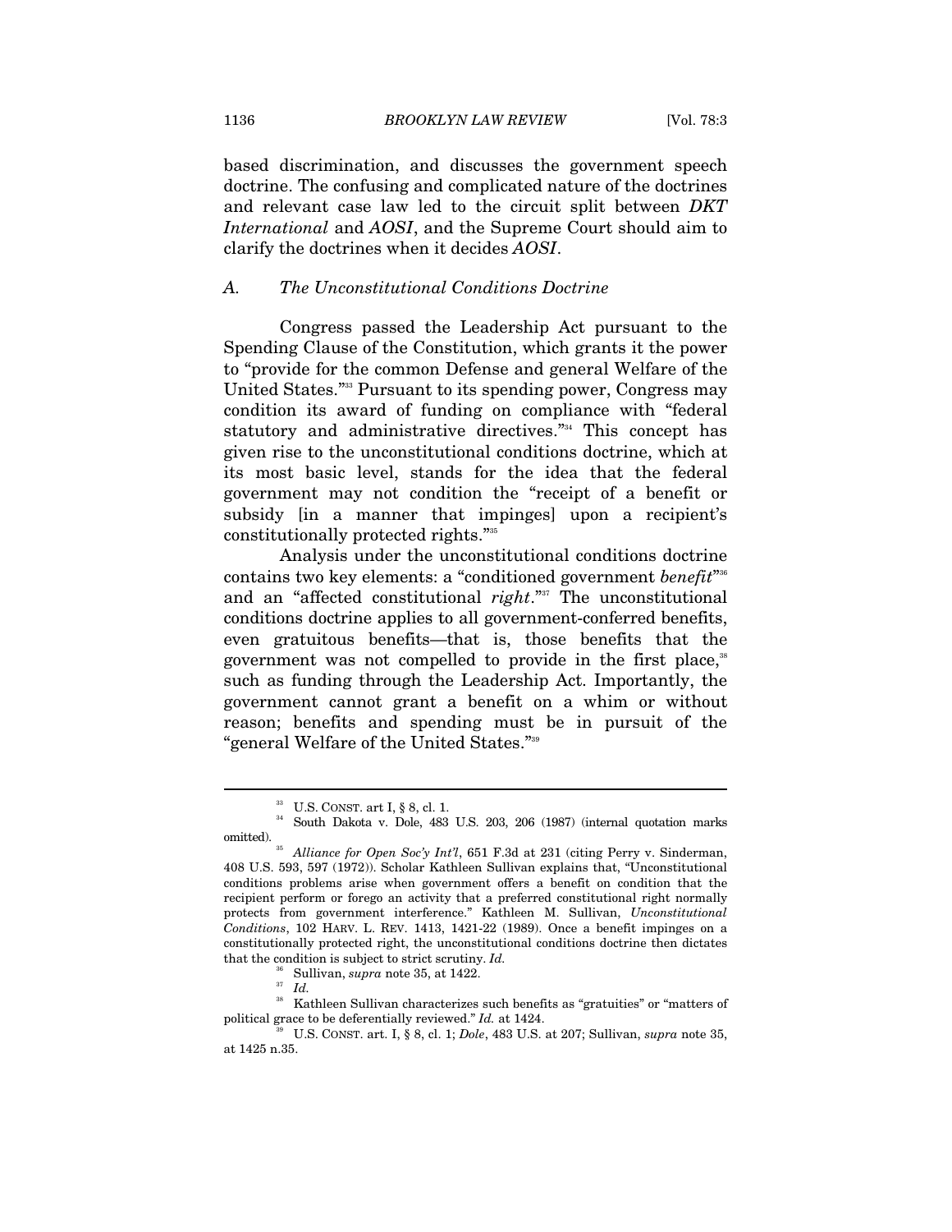based discrimination, and discusses the government speech doctrine. The confusing and complicated nature of the doctrines and relevant case law led to the circuit split between *DKT International* and *AOSI*, and the Supreme Court should aim to clarify the doctrines when it decides *AOSI*.

### *A. The Unconstitutional Conditions Doctrine*

Congress passed the Leadership Act pursuant to the Spending Clause of the Constitution, which grants it the power to "provide for the common Defense and general Welfare of the United States."[33] Pursuant to its spending power, Congress may condition its award of funding on compliance with "federal statutory and administrative directives."[34] This concept has given rise to the unconstitutional conditions doctrine, which at its most basic level, stands for the idea that the federal government may not condition the "receipt of a benefit or subsidy [in a manner that impinges] upon a recipient's constitutionally protected rights."[35]

Analysis under the unconstitutional conditions doctrine contains two key elements: a "conditioned government *benefit*"[36] and an "affected constitutional *right*."[37] The unconstitutional conditions doctrine applies to all government-conferred benefits, even gratuitous benefits—that is, those benefits that the government was not compelled to provide in the first place,[38] such as funding through the Leadership Act. Importantly, the government cannot grant a benefit on a whim or without reason; benefits and spending must be in pursuit of the "general Welfare of the United States."[39]

---

[33] U.S. CONST. art I, § 8, cl. 1.

[34] South Dakota v. Dole, 483 U.S. 203, 206 (1987) (internal quotation marks omitted).

[35] *Alliance for Open Soc'y Int'l*, 651 F.3d at 231 (citing Perry v. Sinderman, 408 U.S. 593, 597 (1972)). Scholar Kathleen Sullivan explains that, "Unconstitutional conditions problems arise when government offers a benefit on condition that the recipient perform or forego an activity that a preferred constitutional right normally protects from government interference." Kathleen M. Sullivan, *Unconstitutional Conditions*, 102 HARV. L. REV. 1413, 1421-22 (1989). Once a benefit impinges on a constitutionally protected right, the unconstitutional conditions doctrine then dictates that the condition is subject to strict scrutiny. *Id.*

[36] Sullivan, *supra* note 35, at 1422.

[37] *Id.*

[38] Kathleen Sullivan characterizes such benefits as "gratuities" or "matters of political grace to be deferentially reviewed." *Id.* at 1424.

[39] U.S. CONST. art. I, § 8, cl. 1; *Dole*, 483 U.S. at 207; Sullivan, *supra* note 35, at 1425 n.35.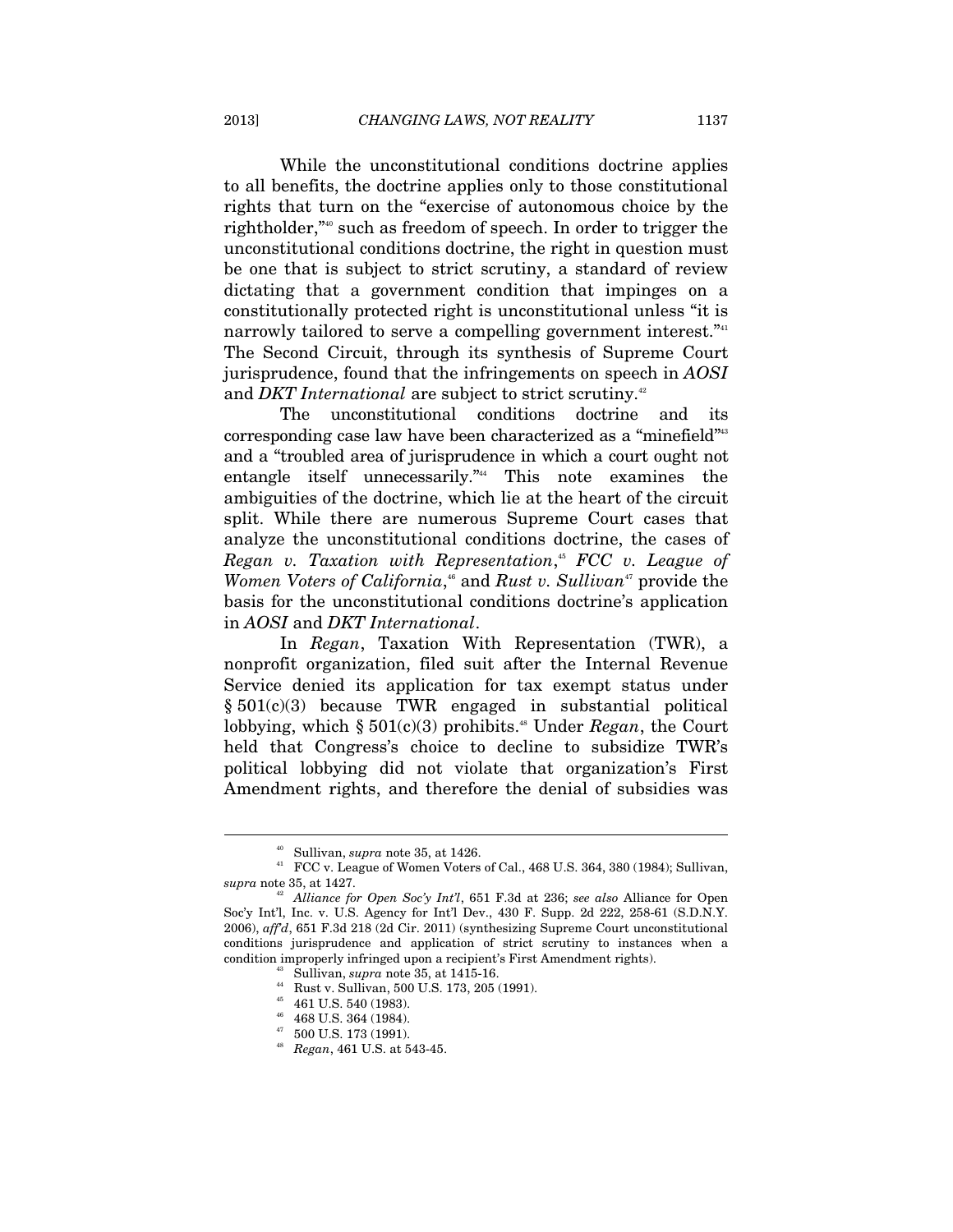While the unconstitutional conditions doctrine applies to all benefits, the doctrine applies only to those constitutional rights that turn on the "exercise of autonomous choice by the rightholder,"[40] such as freedom of speech. In order to trigger the unconstitutional conditions doctrine, the right in question must be one that is subject to strict scrutiny, a standard of review dictating that a government condition that impinges on a constitutionally protected right is unconstitutional unless "it is narrowly tailored to serve a compelling government interest."[41] The Second Circuit, through its synthesis of Supreme Court jurisprudence, found that the infringements on speech in *AOSI* and *DKT International* are subject to strict scrutiny.[42]

The unconstitutional conditions doctrine and its corresponding case law have been characterized as a "minefield"[43] and a "troubled area of jurisprudence in which a court ought not entangle itself unnecessarily."[44] This note examines the ambiguities of the doctrine, which lie at the heart of the circuit split. While there are numerous Supreme Court cases that analyze the unconstitutional conditions doctrine, the cases of *Regan v. Taxation with Representation*,[45] *FCC v. League of Women Voters of California*,[46] and *Rust v. Sullivan*[47] provide the basis for the unconstitutional conditions doctrine's application in *AOSI* and *DKT International*.

In *Regan*, Taxation With Representation (TWR), a nonprofit organization, filed suit after the Internal Revenue Service denied its application for tax exempt status under § 501(c)(3) because TWR engaged in substantial political lobbying, which § 501(c)(3) prohibits.[48] Under *Regan*, the Court held that Congress's choice to decline to subsidize TWR's political lobbying did not violate that organization's First Amendment rights, and therefore the denial of subsidies was

---

[40] Sullivan, *supra* note 35, at 1426.

[41] FCC v. League of Women Voters of Cal., 468 U.S. 364, 380 (1984); Sullivan, *supra* note 35, at 1427.

[42] *Alliance for Open Soc'y Int'l*, 651 F.3d at 236; *see also* Alliance for Open Soc'y Int'l, Inc. v. U.S. Agency for Int'l Dev., 430 F. Supp. 2d 222, 258-61 (S.D.N.Y. 2006), *aff'd*, 651 F.3d 218 (2d Cir. 2011) (synthesizing Supreme Court unconstitutional conditions jurisprudence and application of strict scrutiny to instances when a condition improperly infringed upon a recipient's First Amendment rights).

[43] Sullivan, *supra* note 35, at 1415-16.

[44] Rust v. Sullivan, 500 U.S. 173, 205 (1991).

[45] 461 U.S. 540 (1983).

[46] 468 U.S. 364 (1984).

[47] 500 U.S. 173 (1991).

[48] *Regan*, 461 U.S. at 543-45.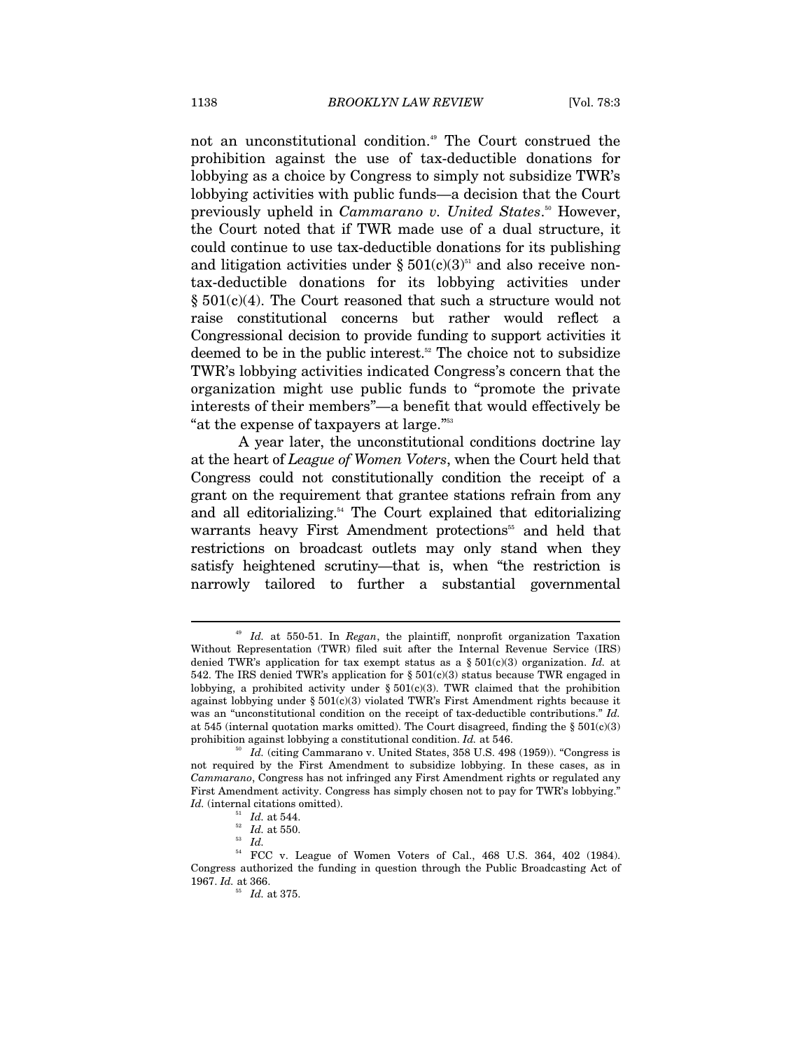not an unconstitutional condition.[49] The Court construed the prohibition against the use of tax-deductible donations for lobbying as a choice by Congress to simply not subsidize TWR's lobbying activities with public funds—a decision that the Court previously upheld in *Cammarano v. United States*.[50] However, the Court noted that if TWR made use of a dual structure, it could continue to use tax-deductible donations for its publishing and litigation activities under § 501(c)(3)[51] and also receive non-tax-deductible donations for its lobbying activities under § 501(c)(4). The Court reasoned that such a structure would not raise constitutional concerns but rather would reflect a Congressional decision to provide funding to support activities it deemed to be in the public interest.[52] The choice not to subsidize TWR's lobbying activities indicated Congress's concern that the organization might use public funds to "promote the private interests of their members"—a benefit that would effectively be "at the expense of taxpayers at large."[53]

A year later, the unconstitutional conditions doctrine lay at the heart of *League of Women Voters*, when the Court held that Congress could not constitutionally condition the receipt of a grant on the requirement that grantee stations refrain from any and all editorializing.[54] The Court explained that editorializing warrants heavy First Amendment protections[55] and held that restrictions on broadcast outlets may only stand when they satisfy heightened scrutiny—that is, when "the restriction is narrowly tailored to further a substantial governmental

---

[49] *Id.* at 550-51. In *Regan*, the plaintiff, nonprofit organization Taxation Without Representation (TWR) filed suit after the Internal Revenue Service (IRS) denied TWR's application for tax exempt status as a § 501(c)(3) organization. *Id.* at 542. The IRS denied TWR's application for § 501(c)(3) status because TWR engaged in lobbying, a prohibited activity under § 501(c)(3). TWR claimed that the prohibition against lobbying under § 501(c)(3) violated TWR's First Amendment rights because it was an "unconstitutional condition on the receipt of tax-deductible contributions." *Id.* at 545 (internal quotation marks omitted). The Court disagreed, finding the § 501(c)(3) prohibition against lobbying a constitutional condition. *Id.* at 546.

[50] *Id.* (citing Cammarano v. United States, 358 U.S. 498 (1959)). "Congress is not required by the First Amendment to subsidize lobbying. In these cases, as in *Cammarano*, Congress has not infringed any First Amendment rights or regulated any First Amendment activity. Congress has simply chosen not to pay for TWR's lobbying." *Id.* (internal citations omitted).

[51] *Id.* at 544.

[52] *Id.* at 550.

[53] *Id.*

[54] FCC v. League of Women Voters of Cal., 468 U.S. 364, 402 (1984). Congress authorized the funding in question through the Public Broadcasting Act of 1967. *Id.* at 366.

[55] *Id.* at 375.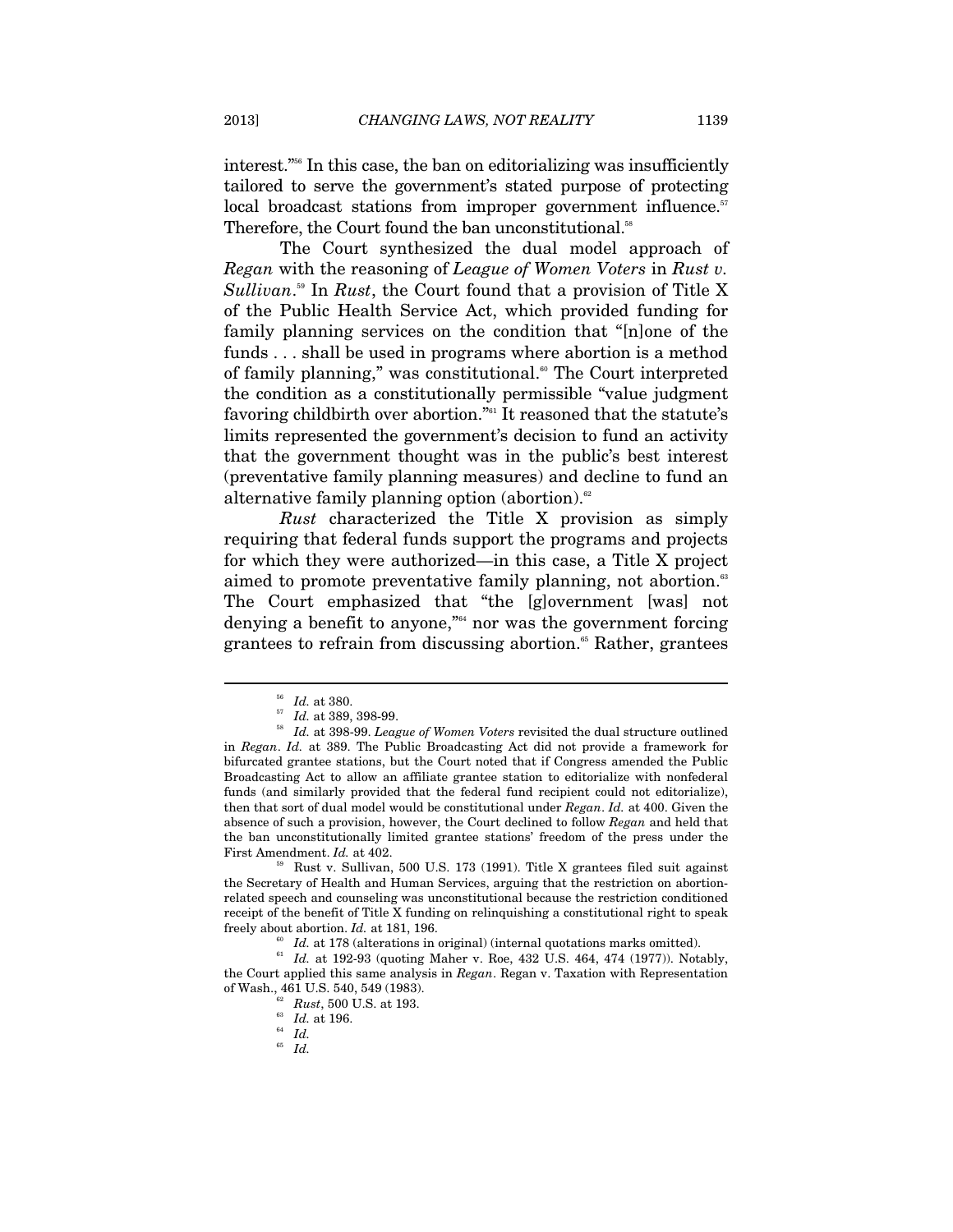interest."[56] In this case, the ban on editorializing was insufficiently tailored to serve the government's stated purpose of protecting local broadcast stations from improper government influence.[57] Therefore, the Court found the ban unconstitutional.[58]

The Court synthesized the dual model approach of *Regan* with the reasoning of *League of Women Voters* in *Rust v. Sullivan*.[59] In *Rust*, the Court found that a provision of Title X of the Public Health Service Act, which provided funding for family planning services on the condition that "[n]one of the funds . . . shall be used in programs where abortion is a method of family planning," was constitutional.[60] The Court interpreted the condition as a constitutionally permissible "value judgment favoring childbirth over abortion."[61] It reasoned that the statute's limits represented the government's decision to fund an activity that the government thought was in the public's best interest (preventative family planning measures) and decline to fund an alternative family planning option (abortion).[62]

*Rust* characterized the Title X provision as simply requiring that federal funds support the programs and projects for which they were authorized—in this case, a Title X project aimed to promote preventative family planning, not abortion.[63] The Court emphasized that "the [g]overnment [was] not denying a benefit to anyone,"[64] nor was the government forcing grantees to refrain from discussing abortion.[65] Rather, grantees

---

[56] *Id.* at 380.

[57] *Id.* at 389, 398-99.

[58] *Id.* at 398-99. *League of Women Voters* revisited the dual structure outlined in *Regan*. *Id.* at 389. The Public Broadcasting Act did not provide a framework for bifurcated grantee stations, but the Court noted that if Congress amended the Public Broadcasting Act to allow an affiliate grantee station to editorialize with nonfederal funds (and similarly provided that the federal fund recipient could not editorialize), then that sort of dual model would be constitutional under *Regan*. *Id.* at 400. Given the absence of such a provision, however, the Court declined to follow *Regan* and held that the ban unconstitutionally limited grantee stations' freedom of the press under the First Amendment. *Id.* at 402.

[59] Rust v. Sullivan, 500 U.S. 173 (1991). Title X grantees filed suit against the Secretary of Health and Human Services, arguing that the restriction on abortion-related speech and counseling was unconstitutional because the restriction conditioned receipt of the benefit of Title X funding on relinquishing a constitutional right to speak freely about abortion. *Id.* at 181, 196.

[60] *Id.* at 178 (alterations in original) (internal quotations marks omitted).

[61] *Id.* at 192-93 (quoting Maher v. Roe, 432 U.S. 464, 474 (1977)). Notably, the Court applied this same analysis in *Regan*. Regan v. Taxation with Representation of Wash., 461 U.S. 540, 549 (1983).

[62] *Rust*, 500 U.S. at 193.

[63] *Id.* at 196.

[64] *Id.*

[65] *Id.*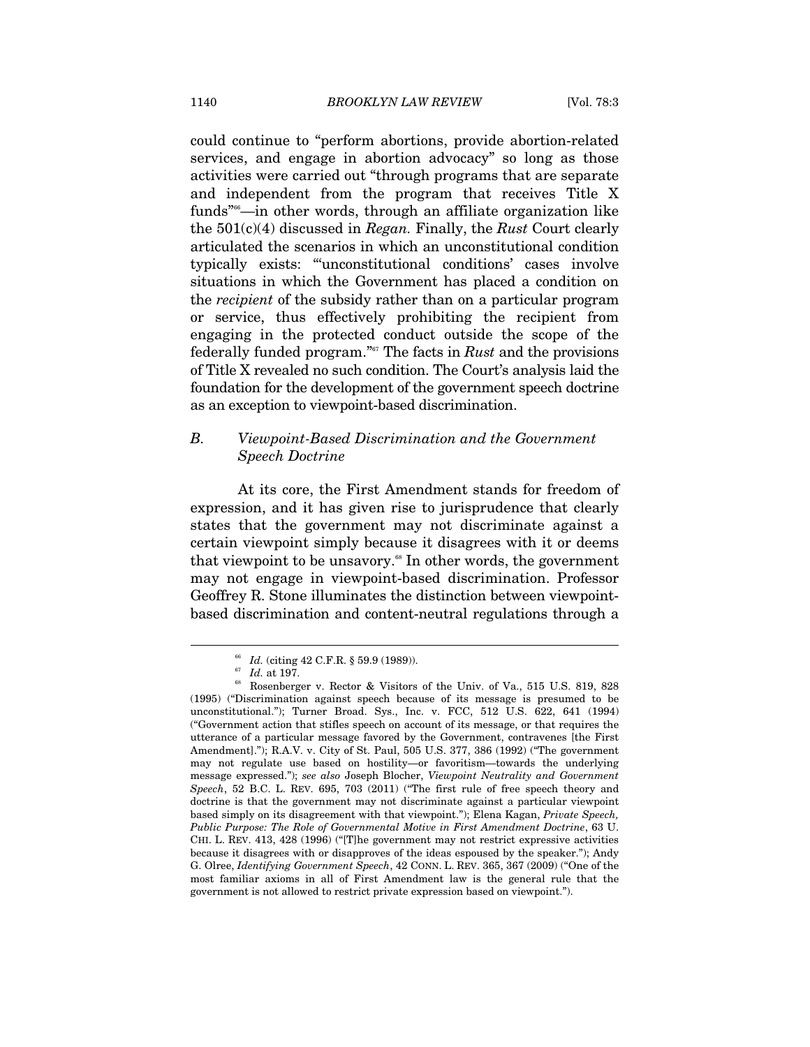could continue to "perform abortions, provide abortion-related services, and engage in abortion advocacy" so long as those activities were carried out "through programs that are separate and independent from the program that receives Title X funds"[66]—in other words, through an affiliate organization like the 501(c)(4) discussed in *Regan.* Finally, the *Rust* Court clearly articulated the scenarios in which an unconstitutional condition typically exists: "'unconstitutional conditions' cases involve situations in which the Government has placed a condition on the *recipient* of the subsidy rather than on a particular program or service, thus effectively prohibiting the recipient from engaging in the protected conduct outside the scope of the federally funded program."[67] The facts in *Rust* and the provisions of Title X revealed no such condition. The Court's analysis laid the foundation for the development of the government speech doctrine as an exception to viewpoint-based discrimination.

### *B. Viewpoint-Based Discrimination and the Government Speech Doctrine*

At its core, the First Amendment stands for freedom of expression, and it has given rise to jurisprudence that clearly states that the government may not discriminate against a certain viewpoint simply because it disagrees with it or deems that viewpoint to be unsavory.[68] In other words, the government may not engage in viewpoint-based discrimination. Professor Geoffrey R. Stone illuminates the distinction between viewpoint-based discrimination and content-neutral regulations through a

---

[66] *Id.* (citing 42 C.F.R. § 59.9 (1989)).

[67] *Id.* at 197.

[68] Rosenberger v. Rector & Visitors of the Univ. of Va., 515 U.S. 819, 828 (1995) ("Discrimination against speech because of its message is presumed to be unconstitutional."); Turner Broad. Sys., Inc. v. FCC, 512 U.S. 622, 641 (1994) ("Government action that stifles speech on account of its message, or that requires the utterance of a particular message favored by the Government, contravenes [the First Amendment]."); R.A.V. v. City of St. Paul, 505 U.S. 377, 386 (1992) ("The government may not regulate use based on hostility—or favoritism—towards the underlying message expressed."); *see also* Joseph Blocher, *Viewpoint Neutrality and Government Speech*, 52 B.C. L. REV. 695, 703 (2011) ("The first rule of free speech theory and doctrine is that the government may not discriminate against a particular viewpoint based simply on its disagreement with that viewpoint."); Elena Kagan, *Private Speech, Public Purpose: The Role of Governmental Motive in First Amendment Doctrine*, 63 U. CHI. L. REV. 413, 428 (1996) ("[T]he government may not restrict expressive activities because it disagrees with or disapproves of the ideas espoused by the speaker."); Andy G. Olree, *Identifying Government Speech*, 42 CONN. L. REV. 365, 367 (2009) ("One of the most familiar axioms in all of First Amendment law is the general rule that the government is not allowed to restrict private expression based on viewpoint.").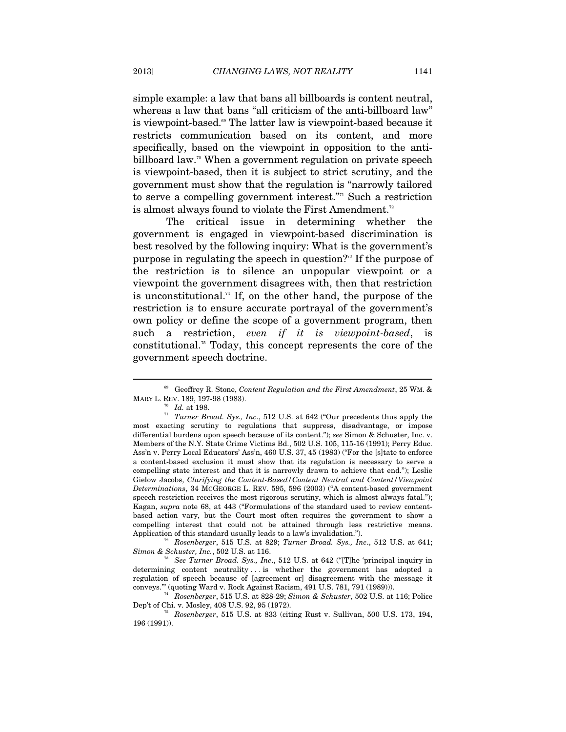simple example: a law that bans all billboards is content neutral, whereas a law that bans "all criticism of the anti-billboard law" is viewpoint-based.[69] The latter law is viewpoint-based because it restricts communication based on its content, and more specifically, based on the viewpoint in opposition to the anti-billboard law.[70] When a government regulation on private speech is viewpoint-based, then it is subject to strict scrutiny, and the government must show that the regulation is "narrowly tailored to serve a compelling government interest."[71] Such a restriction is almost always found to violate the First Amendment.[72]

The critical issue in determining whether the government is engaged in viewpoint-based discrimination is best resolved by the following inquiry: What is the government's purpose in regulating the speech in question?[73] If the purpose of the restriction is to silence an unpopular viewpoint or a viewpoint the government disagrees with, then that restriction is unconstitutional.[74] If, on the other hand, the purpose of the restriction is to ensure accurate portrayal of the government's own policy or define the scope of a government program, then such a restriction, *even if it is viewpoint-based*, is constitutional.[75] Today, this concept represents the core of the government speech doctrine.

---

[69] Geoffrey R. Stone, *Content Regulation and the First Amendment*, 25 WM. & MARY L. REV. 189, 197-98 (1983).

[70] *Id.* at 198.

[71] *Turner Broad. Sys., Inc*., 512 U.S. at 642 ("Our precedents thus apply the most exacting scrutiny to regulations that suppress, disadvantage, or impose differential burdens upon speech because of its content."); *see* Simon & Schuster, Inc. v. Members of the N.Y. State Crime Victims Bd., 502 U.S. 105, 115-16 (1991); Perry Educ. Ass'n v. Perry Local Educators' Ass'n, 460 U.S. 37, 45 (1983) ("For the [s]tate to enforce a content-based exclusion it must show that its regulation is necessary to serve a compelling state interest and that it is narrowly drawn to achieve that end."); Leslie Gielow Jacobs, *Clarifying the Content-Based/Content Neutral and Content/Viewpoint Determinations*, 34 MCGEORGE L. REV. 595, 596 (2003) ("A content-based government speech restriction receives the most rigorous scrutiny, which is almost always fatal."); Kagan, *supra* note 68, at 443 ("Formulations of the standard used to review content-based action vary, but the Court most often requires the government to show a compelling interest that could not be attained through less restrictive means. Application of this standard usually leads to a law's invalidation.").

[72] *Rosenberger*, 515 U.S. at 829; *Turner Broad. Sys., Inc*., 512 U.S. at 641; *Simon & Schuster, Inc.*, 502 U.S. at 116.

[73] *See Turner Broad. Sys., Inc*., 512 U.S. at 642 ("[T]he 'principal inquiry in determining content neutrality . . . is whether the government has adopted a regulation of speech because of [agreement or] disagreement with the message it conveys.'" (quoting Ward v. Rock Against Racism, 491 U.S. 781, 791 (1989))).

[74] *Rosenberger*, 515 U.S. at 828-29; *Simon & Schuster*, 502 U.S. at 116; Police Dep't of Chi. v. Mosley, 408 U.S. 92, 95 (1972).

[75] *Rosenberger*, 515 U.S. at 833 (citing Rust v. Sullivan, 500 U.S. 173, 194, 196 (1991)).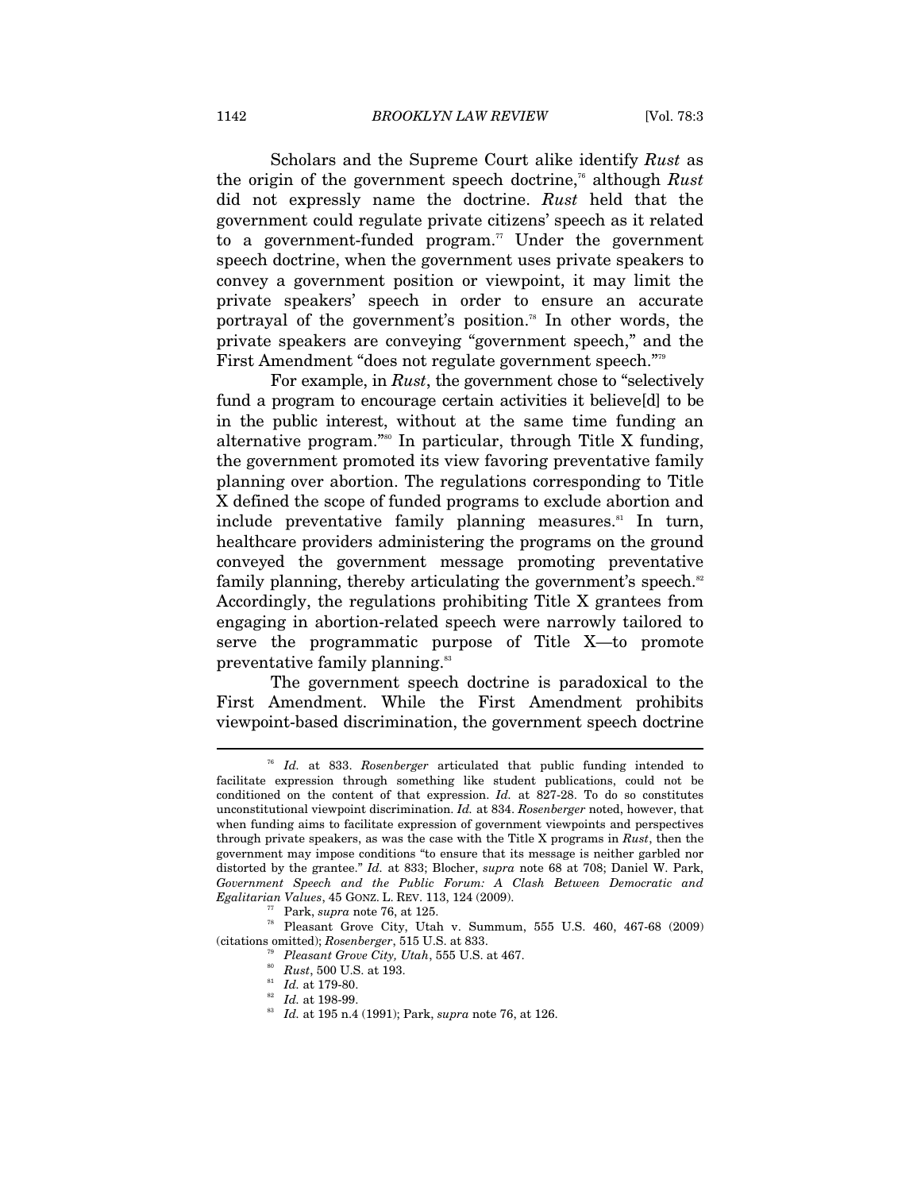Scholars and the Supreme Court alike identify *Rust* as the origin of the government speech doctrine,[76] although *Rust* did not expressly name the doctrine. *Rust* held that the government could regulate private citizens' speech as it related to a government-funded program.[77] Under the government speech doctrine, when the government uses private speakers to convey a government position or viewpoint, it may limit the private speakers' speech in order to ensure an accurate portrayal of the government's position.[78] In other words, the private speakers are conveying "government speech," and the First Amendment "does not regulate government speech."[79]

For example, in *Rust*, the government chose to "selectively fund a program to encourage certain activities it believe[d] to be in the public interest, without at the same time funding an alternative program."[80] In particular, through Title X funding, the government promoted its view favoring preventative family planning over abortion. The regulations corresponding to Title X defined the scope of funded programs to exclude abortion and include preventative family planning measures.[81] In turn, healthcare providers administering the programs on the ground conveyed the government message promoting preventative family planning, thereby articulating the government's speech.[82] Accordingly, the regulations prohibiting Title X grantees from engaging in abortion-related speech were narrowly tailored to serve the programmatic purpose of Title X—to promote preventative family planning.[83]

The government speech doctrine is paradoxical to the First Amendment. While the First Amendment prohibits viewpoint-based discrimination, the government speech doctrine

---

[76] *Id.* at 833. *Rosenberger* articulated that public funding intended to facilitate expression through something like student publications, could not be conditioned on the content of that expression. *Id.* at 827-28. To do so constitutes unconstitutional viewpoint discrimination. *Id.* at 834. *Rosenberger* noted, however, that when funding aims to facilitate expression of government viewpoints and perspectives through private speakers, as was the case with the Title X programs in *Rust*, then the government may impose conditions "to ensure that its message is neither garbled nor distorted by the grantee." *Id.* at 833; Blocher, *supra* note 68 at 708; Daniel W. Park, *Government Speech and the Public Forum: A Clash Between Democratic and Egalitarian Values*, 45 GONZ. L. REV. 113, 124 (2009).

[77] Park, *supra* note 76, at 125.

[78] Pleasant Grove City, Utah v. Summum, 555 U.S. 460, 467-68 (2009) (citations omitted); *Rosenberger*, 515 U.S. at 833.

[79] *Pleasant Grove City, Utah*, 555 U.S. at 467.

[80] *Rust*, 500 U.S. at 193.

[81] *Id.* at 179-80.

[82] *Id.* at 198-99.

[83] *Id.* at 195 n.4 (1991); Park, *supra* note 76, at 126.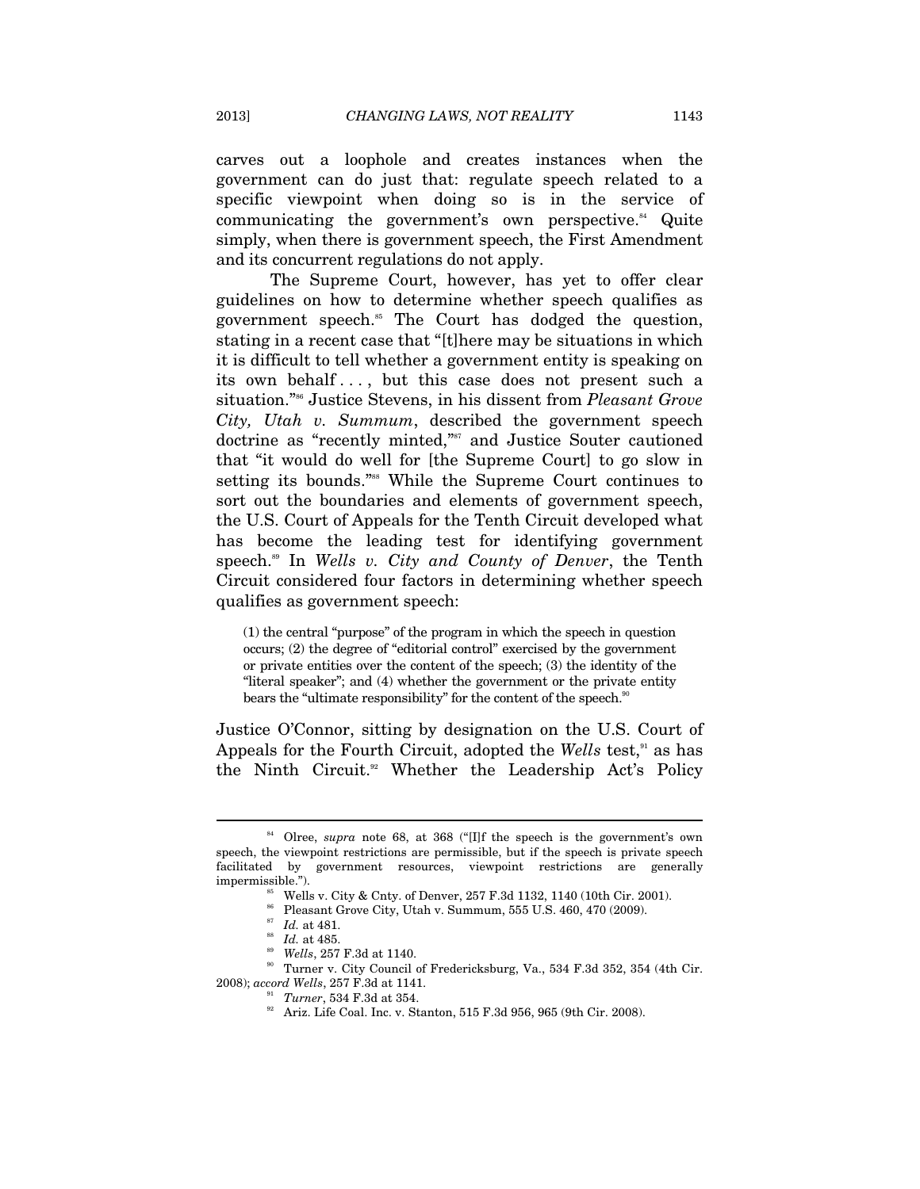carves out a loophole and creates instances when the government can do just that: regulate speech related to a specific viewpoint when doing so is in the service of communicating the government's own perspective.[84] Quite simply, when there is government speech, the First Amendment and its concurrent regulations do not apply.

The Supreme Court, however, has yet to offer clear guidelines on how to determine whether speech qualifies as government speech.[85] The Court has dodged the question, stating in a recent case that "[t]here may be situations in which it is difficult to tell whether a government entity is speaking on its own behalf . . . , but this case does not present such a situation."[86] Justice Stevens, in his dissent from *Pleasant Grove City, Utah v. Summum*, described the government speech doctrine as "recently minted,"[87] and Justice Souter cautioned that "it would do well for [the Supreme Court] to go slow in setting its bounds."[88] While the Supreme Court continues to sort out the boundaries and elements of government speech, the U.S. Court of Appeals for the Tenth Circuit developed what has become the leading test for identifying government speech.[89] In *Wells v. City and County of Denver*, the Tenth Circuit considered four factors in determining whether speech qualifies as government speech:

> (1) the central "purpose" of the program in which the speech in question occurs; (2) the degree of "editorial control" exercised by the government or private entities over the content of the speech; (3) the identity of the "literal speaker"; and (4) whether the government or the private entity bears the "ultimate responsibility" for the content of the speech.[90]

Justice O'Connor, sitting by designation on the U.S. Court of Appeals for the Fourth Circuit, adopted the *Wells* test,[91] as has the Ninth Circuit.[92] Whether the Leadership Act's Policy

---

[84] Olree, *supra* note 68, at 368 ("[I]f the speech is the government's own speech, the viewpoint restrictions are permissible, but if the speech is private speech facilitated by government resources, viewpoint restrictions are generally impermissible.").

[85] Wells v. City & Cnty. of Denver, 257 F.3d 1132, 1140 (10th Cir. 2001).

[86] Pleasant Grove City, Utah v. Summum, 555 U.S. 460, 470 (2009).

[87] *Id.* at 481.

[88] *Id.* at 485.

[89] *Wells*, 257 F.3d at 1140.

[90] Turner v. City Council of Fredericksburg, Va., 534 F.3d 352, 354 (4th Cir. 2008); *accord Wells*, 257 F.3d at 1141.

[91] *Turner*, 534 F.3d at 354.

[92] Ariz. Life Coal. Inc. v. Stanton, 515 F.3d 956, 965 (9th Cir. 2008).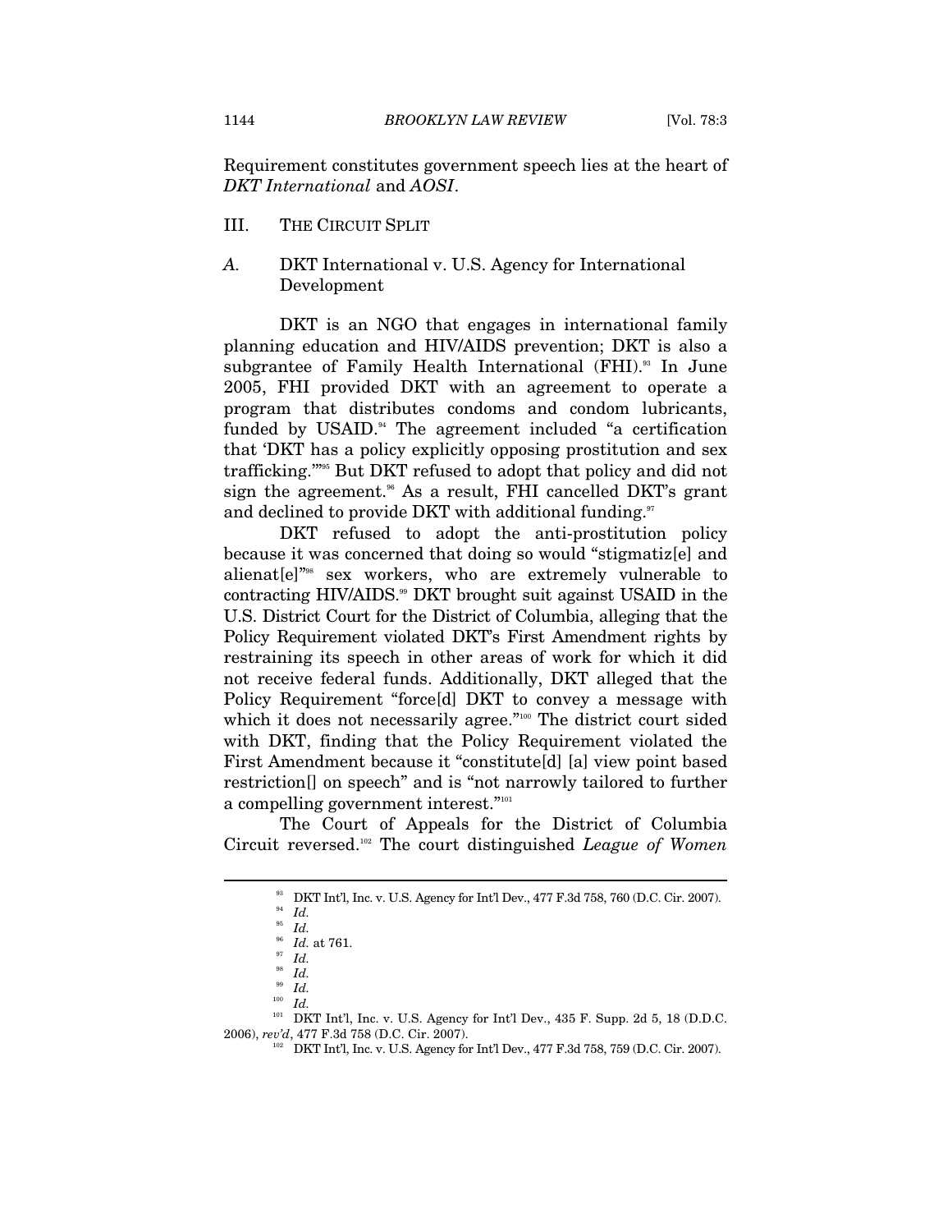Requirement constitutes government speech lies at the heart of *DKT International* and *AOSI*.

## III. THE CIRCUIT SPLIT

### *A.* DKT International v. U.S. Agency for International Development

DKT is an NGO that engages in international family planning education and HIV/AIDS prevention; DKT is also a subgrantee of Family Health International (FHI).[93] In June 2005, FHI provided DKT with an agreement to operate a program that distributes condoms and condom lubricants, funded by USAID.[94] The agreement included "a certification that 'DKT has a policy explicitly opposing prostitution and sex trafficking.'"[95] But DKT refused to adopt that policy and did not sign the agreement.[96] As a result, FHI cancelled DKT's grant and declined to provide DKT with additional funding.[97]

DKT refused to adopt the anti-prostitution policy because it was concerned that doing so would "stigmatiz[e] and alienat[e]"[98] sex workers, who are extremely vulnerable to contracting HIV/AIDS.[99] DKT brought suit against USAID in the U.S. District Court for the District of Columbia, alleging that the Policy Requirement violated DKT's First Amendment rights by restraining its speech in other areas of work for which it did not receive federal funds. Additionally, DKT alleged that the Policy Requirement "force[d] DKT to convey a message with which it does not necessarily agree."[100] The district court sided with DKT, finding that the Policy Requirement violated the First Amendment because it "constitute[d] [a] view point based restriction[] on speech" and is "not narrowly tailored to further a compelling government interest."[101]

The Court of Appeals for the District of Columbia Circuit reversed.[102] The court distinguished *League of Women*

---

[93] DKT Int'l, Inc. v. U.S. Agency for Int'l Dev., 477 F.3d 758, 760 (D.C. Cir. 2007).

[94] *Id.*

[95] *Id.*

[96] *Id.* at 761.

[97] *Id.*

[98] *Id.*

[99] *Id.*

[100] *Id.*

[101] DKT Int'l, Inc. v. U.S. Agency for Int'l Dev., 435 F. Supp. 2d 5, 18 (D.D.C. 2006), *rev'd*, 477 F.3d 758 (D.C. Cir. 2007).

[102] DKT Int'l, Inc. v. U.S. Agency for Int'l Dev., 477 F.3d 758, 759 (D.C. Cir. 2007).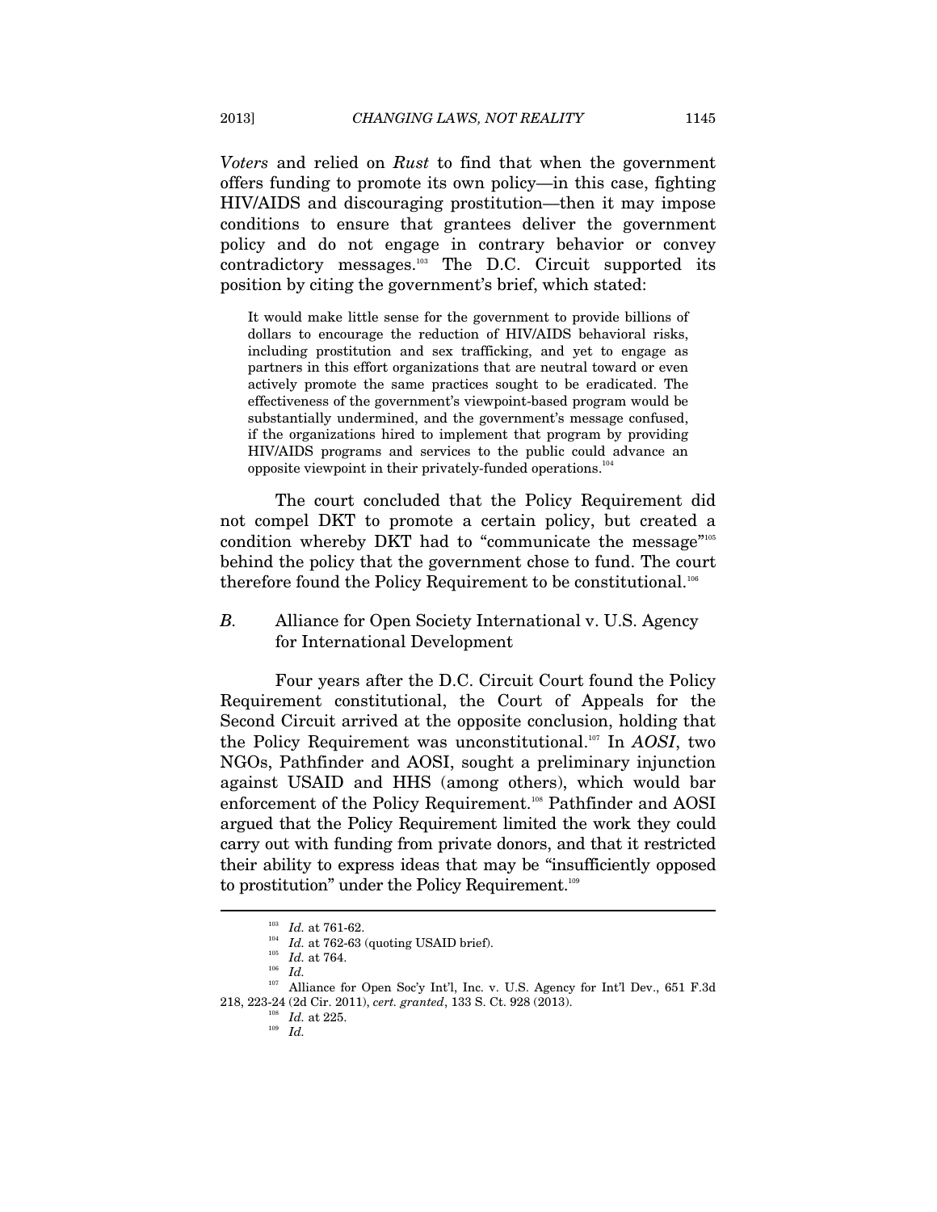*Voters* and relied on *Rust* to find that when the government offers funding to promote its own policy—in this case, fighting HIV/AIDS and discouraging prostitution—then it may impose conditions to ensure that grantees deliver the government policy and do not engage in contrary behavior or convey contradictory messages.[103] The D.C. Circuit supported its position by citing the government's brief, which stated:

> It would make little sense for the government to provide billions of dollars to encourage the reduction of HIV/AIDS behavioral risks, including prostitution and sex trafficking, and yet to engage as partners in this effort organizations that are neutral toward or even actively promote the same practices sought to be eradicated. The effectiveness of the government's viewpoint-based program would be substantially undermined, and the government's message confused, if the organizations hired to implement that program by providing HIV/AIDS programs and services to the public could advance an opposite viewpoint in their privately-funded operations.[104]

The court concluded that the Policy Requirement did not compel DKT to promote a certain policy, but created a condition whereby DKT had to "communicate the message"[105] behind the policy that the government chose to fund. The court therefore found the Policy Requirement to be constitutional.[106]

### *B.* Alliance for Open Society International v. U.S. Agency for International Development

Four years after the D.C. Circuit Court found the Policy Requirement constitutional, the Court of Appeals for the Second Circuit arrived at the opposite conclusion, holding that the Policy Requirement was unconstitutional.[107] In *AOSI*, two NGOs, Pathfinder and AOSI, sought a preliminary injunction against USAID and HHS (among others), which would bar enforcement of the Policy Requirement.[108] Pathfinder and AOSI argued that the Policy Requirement limited the work they could carry out with funding from private donors, and that it restricted their ability to express ideas that may be "insufficiently opposed to prostitution" under the Policy Requirement.[109]

---

[103] *Id.* at 761-62.

[104] *Id.* at 762-63 (quoting USAID brief).

[105] *Id.* at 764.

[106] *Id.*

[107] Alliance for Open Soc'y Int'l, Inc. v. U.S. Agency for Int'l Dev., 651 F.3d 218, 223-24 (2d Cir. 2011), *cert. granted*, 133 S. Ct. 928 (2013).

[108] *Id.* at 225.

[109] *Id.*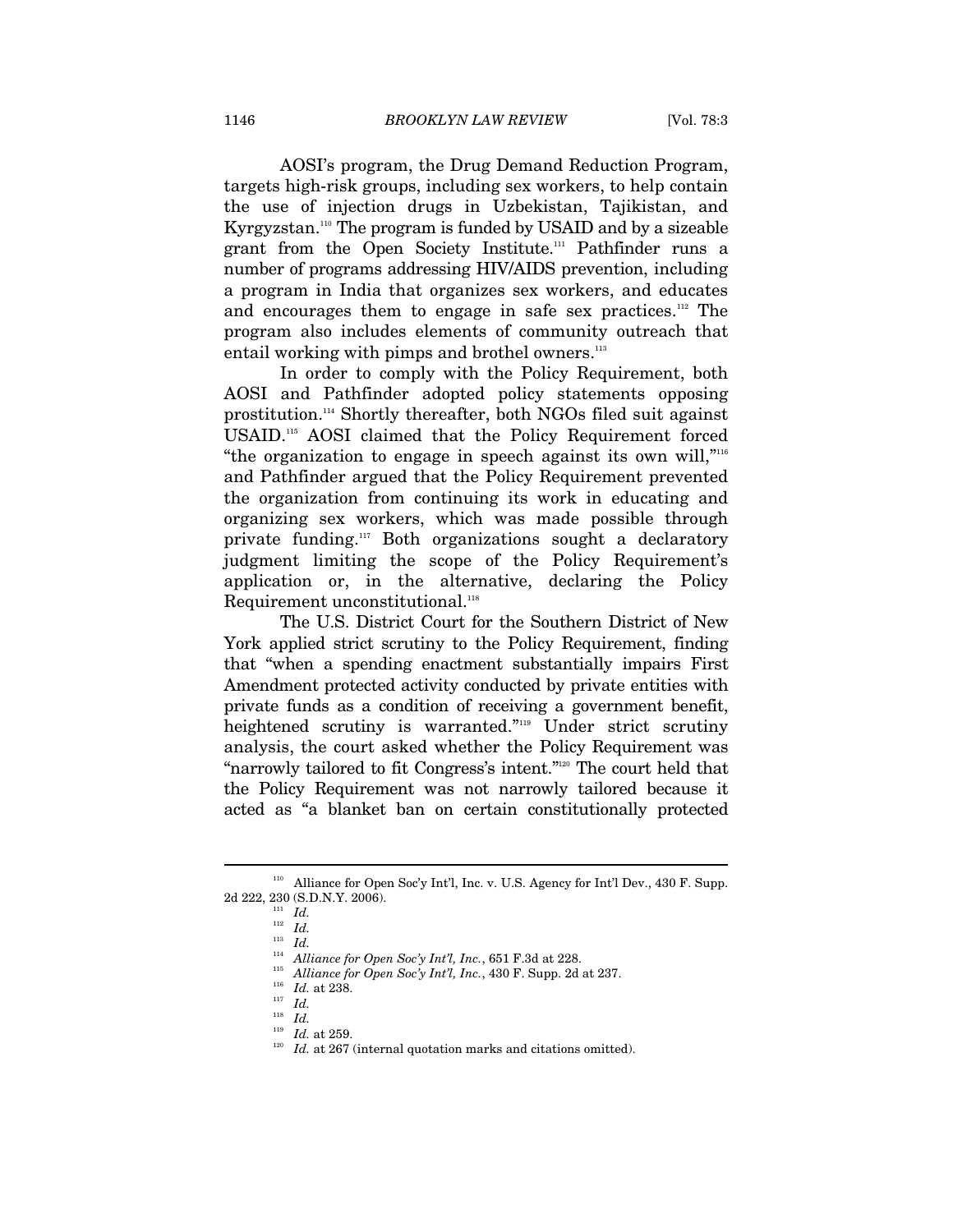AOSI's program, the Drug Demand Reduction Program, targets high-risk groups, including sex workers, to help contain the use of injection drugs in Uzbekistan, Tajikistan, and Kyrgyzstan.[110] The program is funded by USAID and by a sizeable grant from the Open Society Institute.[111] Pathfinder runs a number of programs addressing HIV/AIDS prevention, including a program in India that organizes sex workers, and educates and encourages them to engage in safe sex practices.[112] The program also includes elements of community outreach that entail working with pimps and brothel owners.[113]

In order to comply with the Policy Requirement, both AOSI and Pathfinder adopted policy statements opposing prostitution.[114] Shortly thereafter, both NGOs filed suit against USAID.[115] AOSI claimed that the Policy Requirement forced "the organization to engage in speech against its own will,"[116] and Pathfinder argued that the Policy Requirement prevented the organization from continuing its work in educating and organizing sex workers, which was made possible through private funding.[117] Both organizations sought a declaratory judgment limiting the scope of the Policy Requirement's application or, in the alternative, declaring the Policy Requirement unconstitutional.[118]

The U.S. District Court for the Southern District of New York applied strict scrutiny to the Policy Requirement, finding that "when a spending enactment substantially impairs First Amendment protected activity conducted by private entities with private funds as a condition of receiving a government benefit, heightened scrutiny is warranted."[119] Under strict scrutiny analysis, the court asked whether the Policy Requirement was "narrowly tailored to fit Congress's intent."[120] The court held that the Policy Requirement was not narrowly tailored because it acted as "a blanket ban on certain constitutionally protected

---

[110] Alliance for Open Soc'y Int'l, Inc. v. U.S. Agency for Int'l Dev., 430 F. Supp. 2d 222, 230 (S.D.N.Y. 2006).

[111] *Id.*

[112] *Id.*

[113] *Id.*

[114] *Alliance for Open Soc'y Int'l, Inc.*, 651 F.3d at 228.

[115] *Alliance for Open Soc'y Int'l, Inc.*, 430 F. Supp. 2d at 237.

[116] *Id.* at 238.

[117] *Id.*

[118] *Id.*

[119] *Id.* at 259.

[120] *Id.* at 267 (internal quotation marks and citations omitted).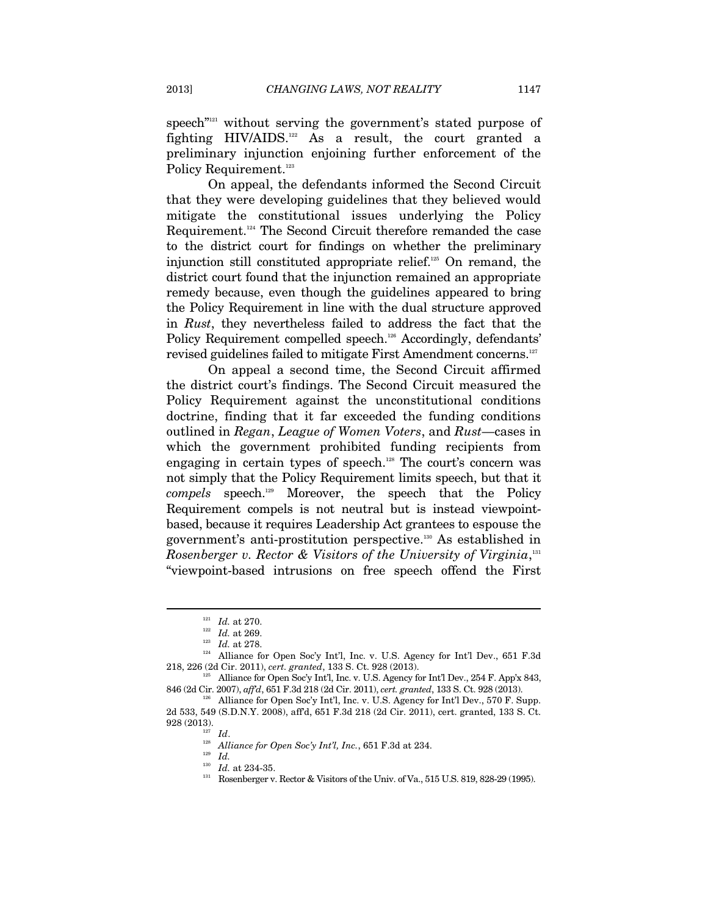speech"[121] without serving the government's stated purpose of fighting HIV/AIDS.[122] As a result, the court granted a preliminary injunction enjoining further enforcement of the Policy Requirement.[123]

On appeal, the defendants informed the Second Circuit that they were developing guidelines that they believed would mitigate the constitutional issues underlying the Policy Requirement.[124] The Second Circuit therefore remanded the case to the district court for findings on whether the preliminary injunction still constituted appropriate relief.[125] On remand, the district court found that the injunction remained an appropriate remedy because, even though the guidelines appeared to bring the Policy Requirement in line with the dual structure approved in *Rust*, they nevertheless failed to address the fact that the Policy Requirement compelled speech.[126] Accordingly, defendants' revised guidelines failed to mitigate First Amendment concerns.[127]

On appeal a second time, the Second Circuit affirmed the district court's findings. The Second Circuit measured the Policy Requirement against the unconstitutional conditions doctrine, finding that it far exceeded the funding conditions outlined in *Regan*, *League of Women Voters*, and *Rust*—cases in which the government prohibited funding recipients from engaging in certain types of speech.[128] The court's concern was not simply that the Policy Requirement limits speech, but that it *compels* speech.[129] Moreover, the speech that the Policy Requirement compels is not neutral but is instead viewpoint-based, because it requires Leadership Act grantees to espouse the government's anti-prostitution perspective.[130] As established in *Rosenberger v. Rector & Visitors of the University of Virginia*,[131] "viewpoint-based intrusions on free speech offend the First

---

[121] *Id.* at 270.

[122] *Id.* at 269.

[123] *Id.* at 278.

[124] Alliance for Open Soc'y Int'l, Inc. v. U.S. Agency for Int'l Dev., 651 F.3d 218, 226 (2d Cir. 2011), *cert. granted*, 133 S. Ct. 928 (2013).

[125] Alliance for Open Soc'y Int'l, Inc. v. U.S. Agency for Int'l Dev., 254 F. App'x 843, 846 (2d Cir. 2007), *aff'd*, 651 F.3d 218 (2d Cir. 2011), *cert. granted*, 133 S. Ct. 928 (2013).

[126] Alliance for Open Soc'y Int'l, Inc. v. U.S. Agency for Int'l Dev., 570 F. Supp. 2d 533, 549 (S.D.N.Y. 2008), aff'd, 651 F.3d 218 (2d Cir. 2011), cert. granted, 133 S. Ct. 928 (2013).

[127] *Id*.

[128] *Alliance for Open Soc'y Int'l, Inc.*, 651 F.3d at 234.

[129] *Id.*

[130] *Id.* at 234-35.

[131] Rosenberger v. Rector & Visitors of the Univ. of Va., 515 U.S. 819, 828-29 (1995).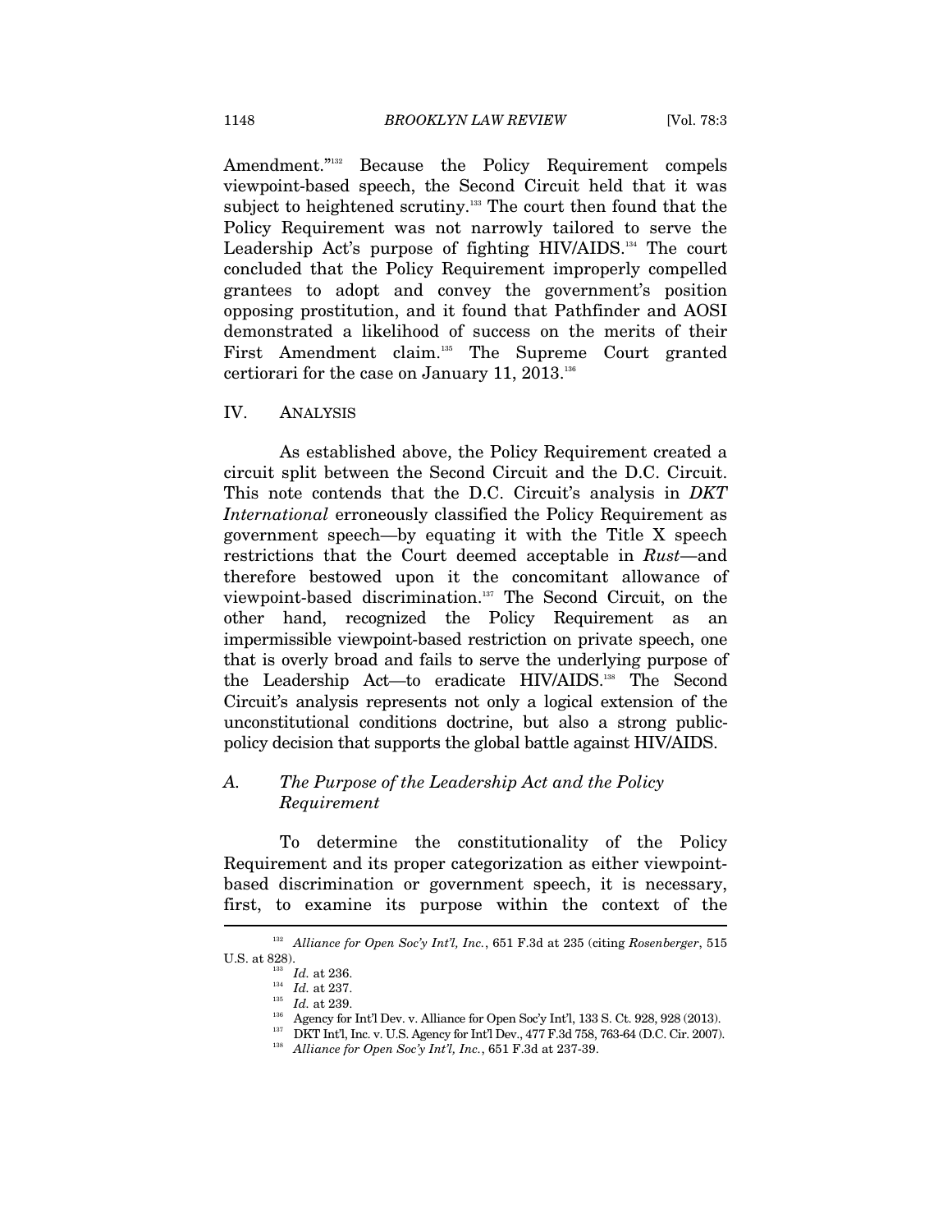Amendment."[132] Because the Policy Requirement compels viewpoint-based speech, the Second Circuit held that it was subject to heightened scrutiny.[133] The court then found that the Policy Requirement was not narrowly tailored to serve the Leadership Act's purpose of fighting HIV/AIDS.[134] The court concluded that the Policy Requirement improperly compelled grantees to adopt and convey the government's position opposing prostitution, and it found that Pathfinder and AOSI demonstrated a likelihood of success on the merits of their First Amendment claim.[135] The Supreme Court granted certiorari for the case on January 11, 2013.[136]

## IV. ANALYSIS

As established above, the Policy Requirement created a circuit split between the Second Circuit and the D.C. Circuit. This note contends that the D.C. Circuit's analysis in *DKT International* erroneously classified the Policy Requirement as government speech—by equating it with the Title X speech restrictions that the Court deemed acceptable in *Rust*—and therefore bestowed upon it the concomitant allowance of viewpoint-based discrimination.[137] The Second Circuit, on the other hand, recognized the Policy Requirement as an impermissible viewpoint-based restriction on private speech, one that is overly broad and fails to serve the underlying purpose of the Leadership Act—to eradicate HIV/AIDS.[138] The Second Circuit's analysis represents not only a logical extension of the unconstitutional conditions doctrine, but also a strong public-policy decision that supports the global battle against HIV/AIDS.

### A. *The Purpose of the Leadership Act and the Policy Requirement*

To determine the constitutionality of the Policy Requirement and its proper categorization as either viewpoint-based discrimination or government speech, it is necessary, first, to examine its purpose within the context of the

---

[132] *Alliance for Open Soc'y Int'l, Inc.*, 651 F.3d at 235 (citing *Rosenberger*, 515 U.S. at 828).

[133] *Id.* at 236.

[134] *Id.* at 237.

[135] *Id.* at 239.

[136] Agency for Int'l Dev. v. Alliance for Open Soc'y Int'l, 133 S. Ct. 928, 928 (2013).

[137] DKT Int'l, Inc. v. U.S. Agency for Int'l Dev., 477 F.3d 758, 763-64 (D.C. Cir. 2007).

[138] *Alliance for Open Soc'y Int'l, Inc.*, 651 F.3d at 237-39.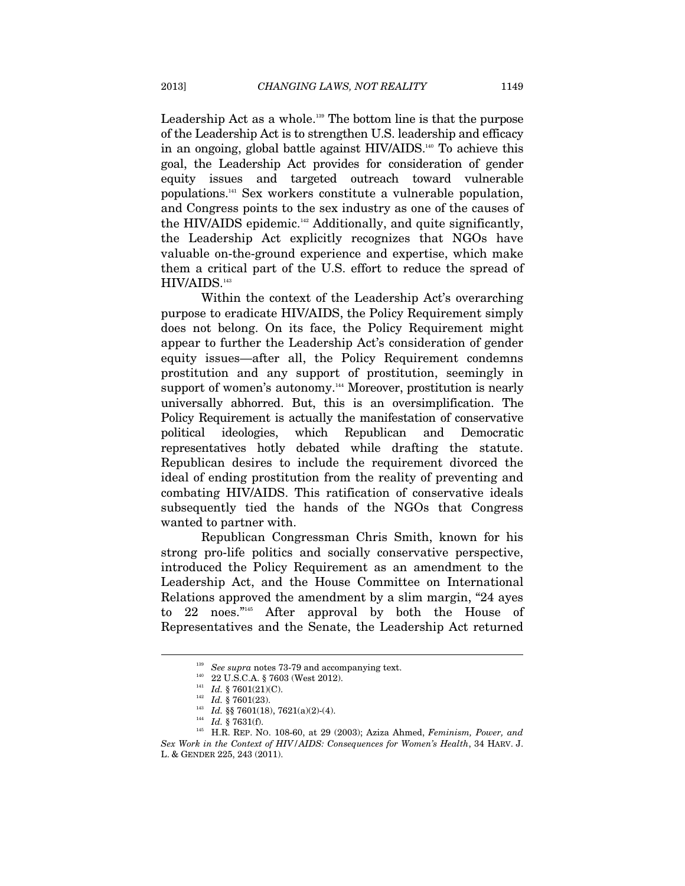Leadership Act as a whole.[139] The bottom line is that the purpose of the Leadership Act is to strengthen U.S. leadership and efficacy in an ongoing, global battle against HIV/AIDS.[140] To achieve this goal, the Leadership Act provides for consideration of gender equity issues and targeted outreach toward vulnerable populations.[141] Sex workers constitute a vulnerable population, and Congress points to the sex industry as one of the causes of the HIV/AIDS epidemic.[142] Additionally, and quite significantly, the Leadership Act explicitly recognizes that NGOs have valuable on-the-ground experience and expertise, which make them a critical part of the U.S. effort to reduce the spread of HIV/AIDS.[143]

Within the context of the Leadership Act's overarching purpose to eradicate HIV/AIDS, the Policy Requirement simply does not belong. On its face, the Policy Requirement might appear to further the Leadership Act's consideration of gender equity issues—after all, the Policy Requirement condemns prostitution and any support of prostitution, seemingly in support of women's autonomy.[144] Moreover, prostitution is nearly universally abhorred. But, this is an oversimplification. The Policy Requirement is actually the manifestation of conservative political ideologies, which Republican and Democratic representatives hotly debated while drafting the statute. Republican desires to include the requirement divorced the ideal of ending prostitution from the reality of preventing and combating HIV/AIDS. This ratification of conservative ideals subsequently tied the hands of the NGOs that Congress wanted to partner with.

Republican Congressman Chris Smith, known for his strong pro-life politics and socially conservative perspective, introduced the Policy Requirement as an amendment to the Leadership Act, and the House Committee on International Relations approved the amendment by a slim margin, "24 ayes to 22 noes."[145] After approval by both the House of Representatives and the Senate, the Leadership Act returned

---

[139] *See supra* notes 73-79 and accompanying text.

[140] 22 U.S.C.A. § 7603 (West 2012).

[141] *Id.* § 7601(21)(C).

[142] *Id.* § 7601(23).

[143] *Id.* §§ 7601(18), 7621(a)(2)-(4).

[144] *Id.* § 7631(f).

[145] H.R. REP. NO. 108-60, at 29 (2003); Aziza Ahmed, *Feminism, Power, and Sex Work in the Context of HIV/AIDS: Consequences for Women's Health*, 34 HARV. J. L. & GENDER 225, 243 (2011).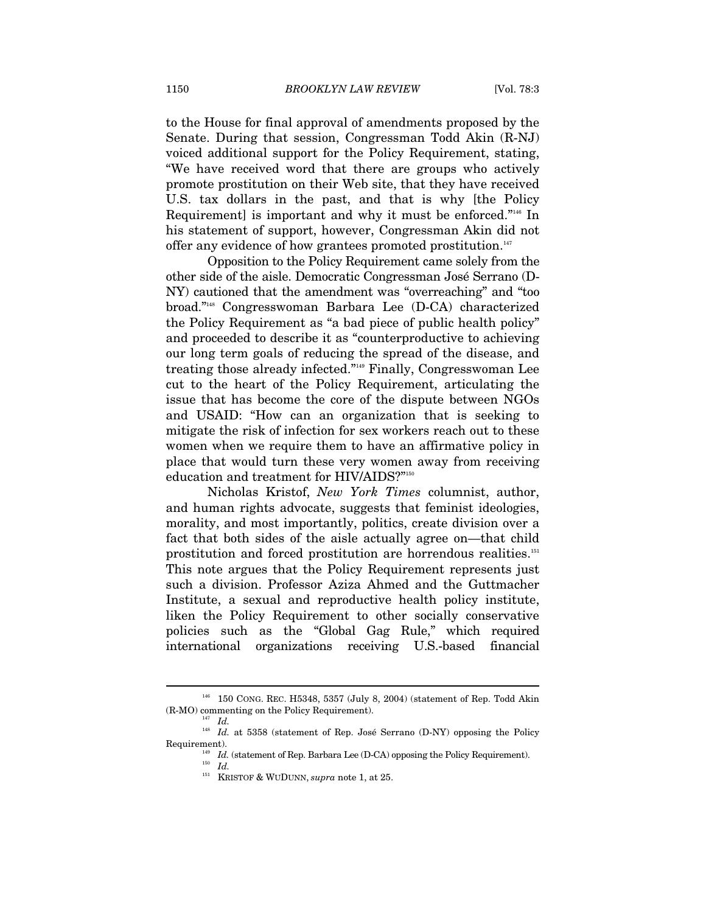to the House for final approval of amendments proposed by the Senate. During that session, Congressman Todd Akin (R-NJ) voiced additional support for the Policy Requirement, stating, "We have received word that there are groups who actively promote prostitution on their Web site, that they have received U.S. tax dollars in the past, and that is why [the Policy Requirement] is important and why it must be enforced."[146] In his statement of support, however, Congressman Akin did not offer any evidence of how grantees promoted prostitution.[147]

Opposition to the Policy Requirement came solely from the other side of the aisle. Democratic Congressman José Serrano (D-NY) cautioned that the amendment was "overreaching" and "too broad."[148] Congresswoman Barbara Lee (D-CA) characterized the Policy Requirement as "a bad piece of public health policy" and proceeded to describe it as "counterproductive to achieving our long term goals of reducing the spread of the disease, and treating those already infected."[149] Finally, Congresswoman Lee cut to the heart of the Policy Requirement, articulating the issue that has become the core of the dispute between NGOs and USAID: "How can an organization that is seeking to mitigate the risk of infection for sex workers reach out to these women when we require them to have an affirmative policy in place that would turn these very women away from receiving education and treatment for HIV/AIDS?"[150]

Nicholas Kristof, *New York Times* columnist, author, and human rights advocate, suggests that feminist ideologies, morality, and most importantly, politics, create division over a fact that both sides of the aisle actually agree on—that child prostitution and forced prostitution are horrendous realities.[151] This note argues that the Policy Requirement represents just such a division. Professor Aziza Ahmed and the Guttmacher Institute, a sexual and reproductive health policy institute, liken the Policy Requirement to other socially conservative policies such as the "Global Gag Rule," which required international organizations receiving U.S.-based financial

---

[146] 150 CONG. REC. H5348, 5357 (July 8, 2004) (statement of Rep. Todd Akin (R-MO) commenting on the Policy Requirement).

[147] *Id.*

[148] *Id.* at 5358 (statement of Rep. José Serrano (D-NY) opposing the Policy Requirement).

[149] *Id.* (statement of Rep. Barbara Lee (D-CA) opposing the Policy Requirement).

[150] *Id.*

[151] KRISTOF & WUDUNN, *supra* note 1, at 25.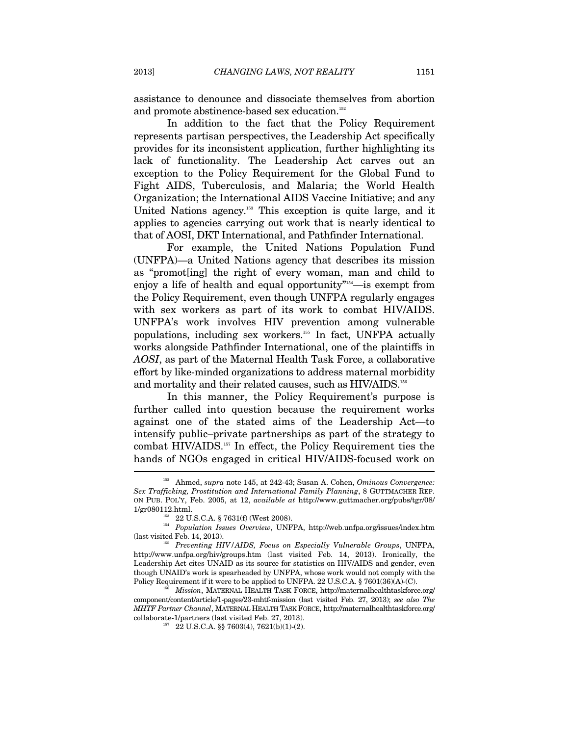assistance to denounce and dissociate themselves from abortion and promote abstinence-based sex education.[152]

In addition to the fact that the Policy Requirement represents partisan perspectives, the Leadership Act specifically provides for its inconsistent application, further highlighting its lack of functionality. The Leadership Act carves out an exception to the Policy Requirement for the Global Fund to Fight AIDS, Tuberculosis, and Malaria; the World Health Organization; the International AIDS Vaccine Initiative; and any United Nations agency.[153] This exception is quite large, and it applies to agencies carrying out work that is nearly identical to that of AOSI, DKT International, and Pathfinder International.

For example, the United Nations Population Fund (UNFPA)—a United Nations agency that describes its mission as "promot[ing] the right of every woman, man and child to enjoy a life of health and equal opportunity"[154]—is exempt from the Policy Requirement, even though UNFPA regularly engages with sex workers as part of its work to combat HIV/AIDS. UNFPA's work involves HIV prevention among vulnerable populations, including sex workers.[155] In fact, UNFPA actually works alongside Pathfinder International, one of the plaintiffs in *AOSI*, as part of the Maternal Health Task Force, a collaborative effort by like-minded organizations to address maternal morbidity and mortality and their related causes, such as HIV/AIDS.[156]

In this manner, the Policy Requirement's purpose is further called into question because the requirement works against one of the stated aims of the Leadership Act—to intensify public–private partnerships as part of the strategy to combat HIV/AIDS.[157] In effect, the Policy Requirement ties the hands of NGOs engaged in critical HIV/AIDS-focused work on

---

[152] Ahmed, *supra* note 145, at 242-43; Susan A. Cohen, *Ominous Convergence: Sex Trafficking, Prostitution and International Family Planning*, 8 GUTTMACHER REP. ON PUB. POL'Y, Feb. 2005, at 12, *available at* http://www.guttmacher.org/pubs/tgr/08/1/gr080112.html.

[153] 22 U.S.C.A. § 7631(f) (West 2008).

[154] *Population Issues Overview*, UNFPA, http://web.unfpa.org/issues/index.htm (last visited Feb. 14, 2013).

[155] *Preventing HIV/AIDS, Focus on Especially Vulnerable Groups*, UNFPA, http://www.unfpa.org/hiv/groups.htm (last visited Feb. 14, 2013). Ironically, the Leadership Act cites UNAID as its source for statistics on HIV/AIDS and gender, even though UNAID's work is spearheaded by UNFPA, whose work would not comply with the Policy Requirement if it were to be applied to UNFPA. 22 U.S.C.A. § 7601(36)(A)-(C).

[156] *Mission*, MATERNAL HEALTH TASK FORCE, http://maternalhealthtaskforce.org/component/content/article/1-pages/23-mhtf-mission (last visited Feb. 27, 2013); *see also The MHTF Partner Channel*, MATERNAL HEALTH TASK FORCE, http://maternalhealthtaskforce.org/collaborate-1/partners (last visited Feb. 27, 2013).

[157] 22 U.S.C.A. §§ 7603(4), 7621(b)(1)-(2).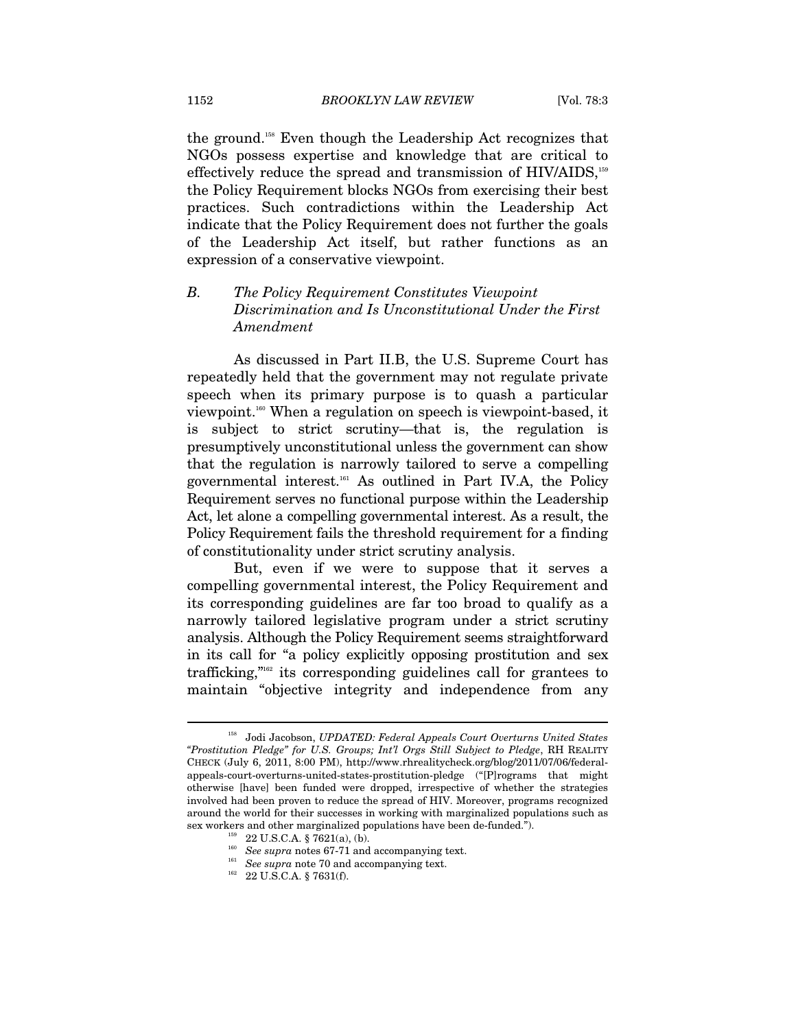the ground.[158] Even though the Leadership Act recognizes that NGOs possess expertise and knowledge that are critical to effectively reduce the spread and transmission of HIV/AIDS,[159] the Policy Requirement blocks NGOs from exercising their best practices. Such contradictions within the Leadership Act indicate that the Policy Requirement does not further the goals of the Leadership Act itself, but rather functions as an expression of a conservative viewpoint.

### *B. The Policy Requirement Constitutes Viewpoint Discrimination and Is Unconstitutional Under the First Amendment*

As discussed in Part II.B, the U.S. Supreme Court has repeatedly held that the government may not regulate private speech when its primary purpose is to quash a particular viewpoint.[160] When a regulation on speech is viewpoint-based, it is subject to strict scrutiny—that is, the regulation is presumptively unconstitutional unless the government can show that the regulation is narrowly tailored to serve a compelling governmental interest.[161] As outlined in Part IV.A, the Policy Requirement serves no functional purpose within the Leadership Act, let alone a compelling governmental interest. As a result, the Policy Requirement fails the threshold requirement for a finding of constitutionality under strict scrutiny analysis.

But, even if we were to suppose that it serves a compelling governmental interest, the Policy Requirement and its corresponding guidelines are far too broad to qualify as a narrowly tailored legislative program under a strict scrutiny analysis. Although the Policy Requirement seems straightforward in its call for "a policy explicitly opposing prostitution and sex trafficking,"[162] its corresponding guidelines call for grantees to maintain "objective integrity and independence from any

---

[158] Jodi Jacobson, *UPDATED: Federal Appeals Court Overturns United States "Prostitution Pledge" for U.S. Groups; Int'l Orgs Still Subject to Pledge*, RH REALITY CHECK (July 6, 2011, 8:00 PM), http://www.rhrealitycheck.org/blog/2011/07/06/federal-appeals-court-overturns-united-states-prostitution-pledge ("[P]rograms that might otherwise [have] been funded were dropped, irrespective of whether the strategies involved had been proven to reduce the spread of HIV. Moreover, programs recognized around the world for their successes in working with marginalized populations such as sex workers and other marginalized populations have been de-funded.").

[159] 22 U.S.C.A. § 7621(a), (b).

[160] *See supra* notes 67-71 and accompanying text.

[161] *See supra* note 70 and accompanying text.

[162] 22 U.S.C.A. § 7631(f).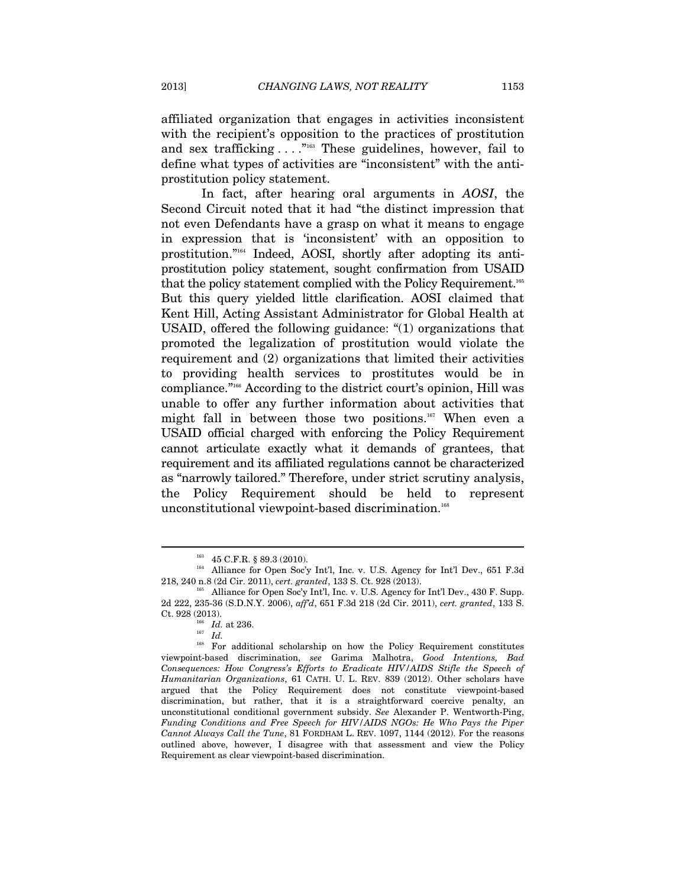affiliated organization that engages in activities inconsistent with the recipient's opposition to the practices of prostitution and sex trafficking . . . ."[163] These guidelines, however, fail to define what types of activities are "inconsistent" with the anti-prostitution policy statement.

In fact, after hearing oral arguments in *AOSI*, the Second Circuit noted that it had "the distinct impression that not even Defendants have a grasp on what it means to engage in expression that is 'inconsistent' with an opposition to prostitution."[164] Indeed, AOSI, shortly after adopting its anti-prostitution policy statement, sought confirmation from USAID that the policy statement complied with the Policy Requirement.[165] But this query yielded little clarification. AOSI claimed that Kent Hill, Acting Assistant Administrator for Global Health at USAID, offered the following guidance: "(1) organizations that promoted the legalization of prostitution would violate the requirement and (2) organizations that limited their activities to providing health services to prostitutes would be in compliance."[166] According to the district court's opinion, Hill was unable to offer any further information about activities that might fall in between those two positions.[167] When even a USAID official charged with enforcing the Policy Requirement cannot articulate exactly what it demands of grantees, that requirement and its affiliated regulations cannot be characterized as "narrowly tailored." Therefore, under strict scrutiny analysis, the Policy Requirement should be held to represent unconstitutional viewpoint-based discrimination.[168]

---

[163] 45 C.F.R. § 89.3 (2010).

[164] Alliance for Open Soc'y Int'l, Inc. v. U.S. Agency for Int'l Dev., 651 F.3d 218, 240 n.8 (2d Cir. 2011), *cert. granted*, 133 S. Ct. 928 (2013).

[165] Alliance for Open Soc'y Int'l, Inc. v. U.S. Agency for Int'l Dev., 430 F. Supp. 2d 222, 235-36 (S.D.N.Y. 2006), *aff'd*, 651 F.3d 218 (2d Cir. 2011), *cert. granted*, 133 S. Ct. 928 (2013).

[166] *Id.* at 236.

[167] *Id.*

[168] For additional scholarship on how the Policy Requirement constitutes viewpoint-based discrimination, *see* Garima Malhotra, *Good Intentions, Bad Consequences: How Congress's Efforts to Eradicate HIV/AIDS Stifle the Speech of Humanitarian Organizations*, 61 CATH. U. L. REV. 839 (2012). Other scholars have argued that the Policy Requirement does not constitute viewpoint-based discrimination, but rather, that it is a straightforward coercive penalty, an unconstitutional conditional government subsidy. *See* Alexander P. Wentworth-Ping, *Funding Conditions and Free Speech for HIV/AIDS NGOs: He Who Pays the Piper Cannot Always Call the Tune*, 81 FORDHAM L. REV. 1097, 1144 (2012). For the reasons outlined above, however, I disagree with that assessment and view the Policy Requirement as clear viewpoint-based discrimination.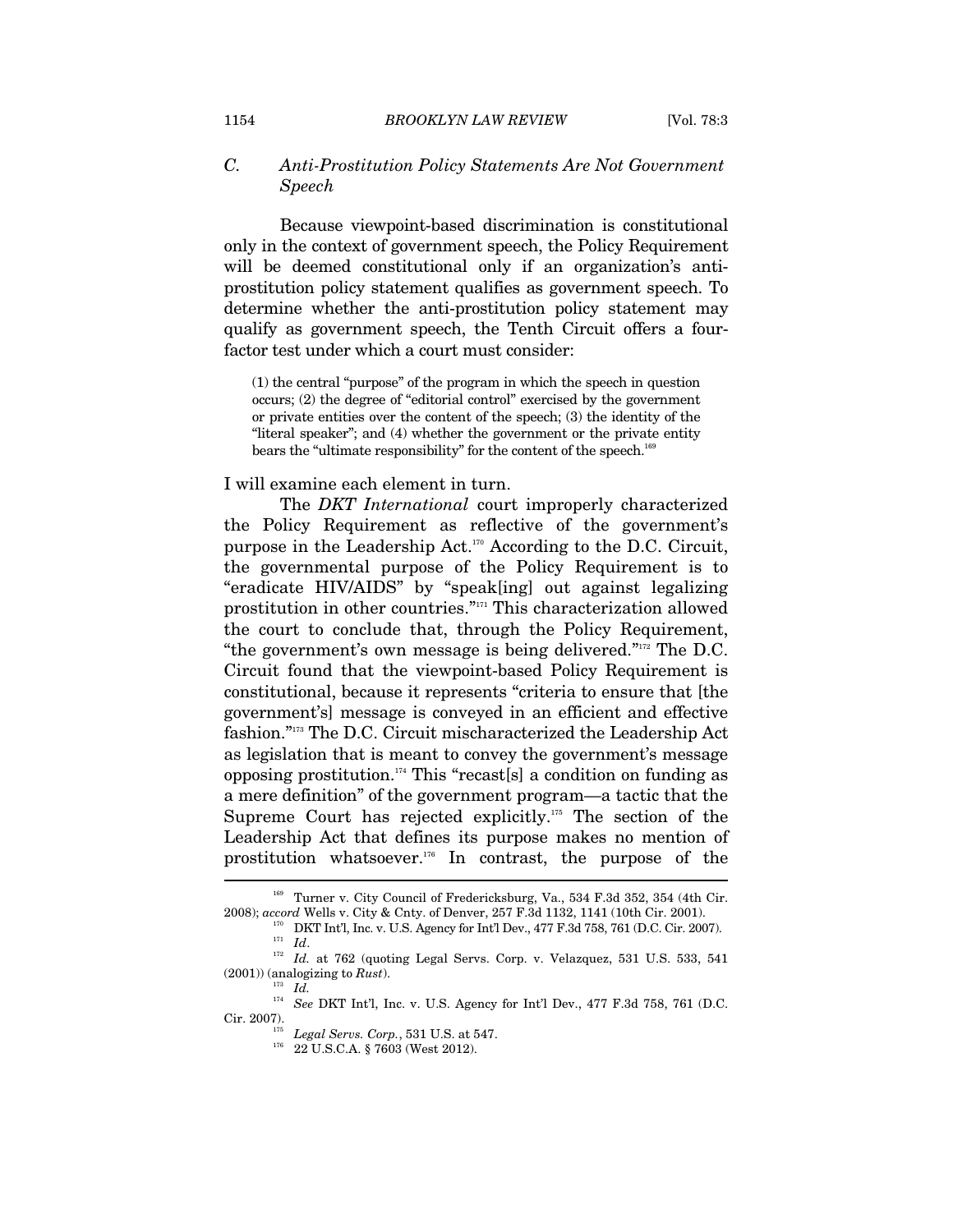### C. *Anti-Prostitution Policy Statements Are Not Government Speech*

Because viewpoint-based discrimination is constitutional only in the context of government speech, the Policy Requirement will be deemed constitutional only if an organization's anti-prostitution policy statement qualifies as government speech. To determine whether the anti-prostitution policy statement may qualify as government speech, the Tenth Circuit offers a four-factor test under which a court must consider:

> (1) the central "purpose" of the program in which the speech in question occurs; (2) the degree of "editorial control" exercised by the government or private entities over the content of the speech; (3) the identity of the "literal speaker"; and (4) whether the government or the private entity bears the "ultimate responsibility" for the content of the speech.[169]

I will examine each element in turn.

The *DKT International* court improperly characterized the Policy Requirement as reflective of the government's purpose in the Leadership Act.[170] According to the D.C. Circuit, the governmental purpose of the Policy Requirement is to "eradicate HIV/AIDS" by "speak[ing] out against legalizing prostitution in other countries."[171] This characterization allowed the court to conclude that, through the Policy Requirement, "the government's own message is being delivered."[172] The D.C. Circuit found that the viewpoint-based Policy Requirement is constitutional, because it represents "criteria to ensure that [the government's] message is conveyed in an efficient and effective fashion."[173] The D.C. Circuit mischaracterized the Leadership Act as legislation that is meant to convey the government's message opposing prostitution.[174] This "recast[s] a condition on funding as a mere definition" of the government program—a tactic that the Supreme Court has rejected explicitly.[175] The section of the Leadership Act that defines its purpose makes no mention of prostitution whatsoever.[176] In contrast, the purpose of the

---

[169] Turner v. City Council of Fredericksburg, Va., 534 F.3d 352, 354 (4th Cir. 2008); *accord* Wells v. City & Cnty. of Denver, 257 F.3d 1132, 1141 (10th Cir. 2001).

[170] DKT Int'l, Inc. v. U.S. Agency for Int'l Dev., 477 F.3d 758, 761 (D.C. Cir. 2007).

[171] *Id*.

[172] *Id.* at 762 (quoting Legal Servs. Corp. v. Velazquez, 531 U.S. 533, 541 (2001)) (analogizing to *Rust*).

[173] *Id.*

[174] *See* DKT Int'l, Inc. v. U.S. Agency for Int'l Dev., 477 F.3d 758, 761 (D.C. Cir. 2007).

[175] *Legal Servs. Corp.*, 531 U.S. at 547.

[176] 22 U.S.C.A. § 7603 (West 2012).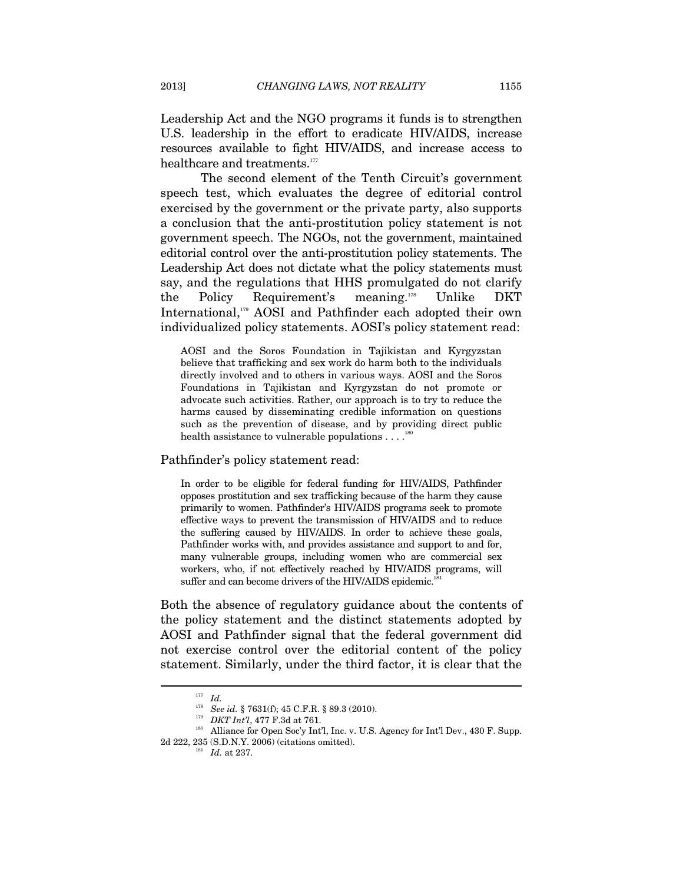Leadership Act and the NGO programs it funds is to strengthen U.S. leadership in the effort to eradicate HIV/AIDS, increase resources available to fight HIV/AIDS, and increase access to healthcare and treatments.[177]

The second element of the Tenth Circuit's government speech test, which evaluates the degree of editorial control exercised by the government or the private party, also supports a conclusion that the anti-prostitution policy statement is not government speech. The NGOs, not the government, maintained editorial control over the anti-prostitution policy statements. The Leadership Act does not dictate what the policy statements must say, and the regulations that HHS promulgated do not clarify the Policy Requirement's meaning.[178] Unlike DKT International,[179] AOSI and Pathfinder each adopted their own individualized policy statements. AOSI's policy statement read:

> AOSI and the Soros Foundation in Tajikistan and Kyrgyzstan believe that trafficking and sex work do harm both to the individuals directly involved and to others in various ways. AOSI and the Soros Foundations in Tajikistan and Kyrgyzstan do not promote or advocate such activities. Rather, our approach is to try to reduce the harms caused by disseminating credible information on questions such as the prevention of disease, and by providing direct public health assistance to vulnerable populations . . . .[180]

Pathfinder's policy statement read:

> In order to be eligible for federal funding for HIV/AIDS, Pathfinder opposes prostitution and sex trafficking because of the harm they cause primarily to women. Pathfinder's HIV/AIDS programs seek to promote effective ways to prevent the transmission of HIV/AIDS and to reduce the suffering caused by HIV/AIDS. In order to achieve these goals, Pathfinder works with, and provides assistance and support to and for, many vulnerable groups, including women who are commercial sex workers, who, if not effectively reached by HIV/AIDS programs, will suffer and can become drivers of the HIV/AIDS epidemic.[181]

Both the absence of regulatory guidance about the contents of the policy statement and the distinct statements adopted by AOSI and Pathfinder signal that the federal government did not exercise control over the editorial content of the policy statement. Similarly, under the third factor, it is clear that the

---

[177] *Id.*

[178] *See id.* § 7631(f); 45 C.F.R. § 89.3 (2010).

[179] *DKT Int'l*, 477 F.3d at 761.

[180] Alliance for Open Soc'y Int'l, Inc. v. U.S. Agency for Int'l Dev., 430 F. Supp. 2d 222, 235 (S.D.N.Y. 2006) (citations omitted).

[181] *Id.* at 237.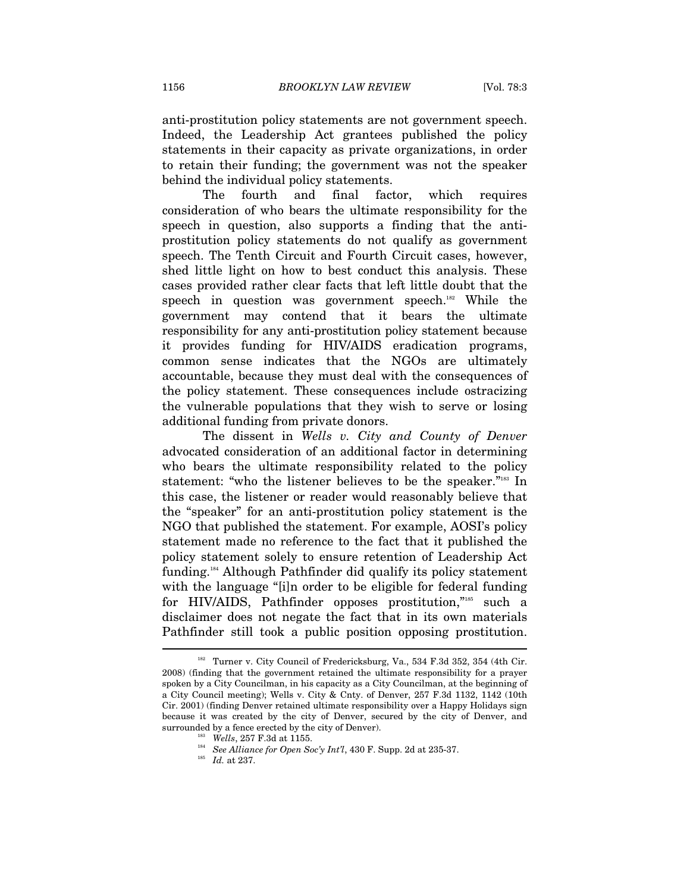anti-prostitution policy statements are not government speech. Indeed, the Leadership Act grantees published the policy statements in their capacity as private organizations, in order to retain their funding; the government was not the speaker behind the individual policy statements.

The fourth and final factor, which requires consideration of who bears the ultimate responsibility for the speech in question, also supports a finding that the anti-prostitution policy statements do not qualify as government speech. The Tenth Circuit and Fourth Circuit cases, however, shed little light on how to best conduct this analysis. These cases provided rather clear facts that left little doubt that the speech in question was government speech.[182] While the government may contend that it bears the ultimate responsibility for any anti-prostitution policy statement because it provides funding for HIV/AIDS eradication programs, common sense indicates that the NGOs are ultimately accountable, because they must deal with the consequences of the policy statement. These consequences include ostracizing the vulnerable populations that they wish to serve or losing additional funding from private donors.

The dissent in *Wells v. City and County of Denver* advocated consideration of an additional factor in determining who bears the ultimate responsibility related to the policy statement: "who the listener believes to be the speaker."[183] In this case, the listener or reader would reasonably believe that the "speaker" for an anti-prostitution policy statement is the NGO that published the statement. For example, AOSI's policy statement made no reference to the fact that it published the policy statement solely to ensure retention of Leadership Act funding.[184] Although Pathfinder did qualify its policy statement with the language "[i]n order to be eligible for federal funding for HIV/AIDS, Pathfinder opposes prostitution,"[185] such a disclaimer does not negate the fact that in its own materials Pathfinder still took a public position opposing prostitution.

---

[182] Turner v. City Council of Fredericksburg, Va., 534 F.3d 352, 354 (4th Cir. 2008) (finding that the government retained the ultimate responsibility for a prayer spoken by a City Councilman, in his capacity as a City Councilman, at the beginning of a City Council meeting); Wells v. City & Cnty. of Denver, 257 F.3d 1132, 1142 (10th Cir. 2001) (finding Denver retained ultimate responsibility over a Happy Holidays sign because it was created by the city of Denver, secured by the city of Denver, and surrounded by a fence erected by the city of Denver).

[183] *Wells*, 257 F.3d at 1155.

[184] *See Alliance for Open Soc'y Int'l*, 430 F. Supp. 2d at 235-37.

[185] *Id.* at 237.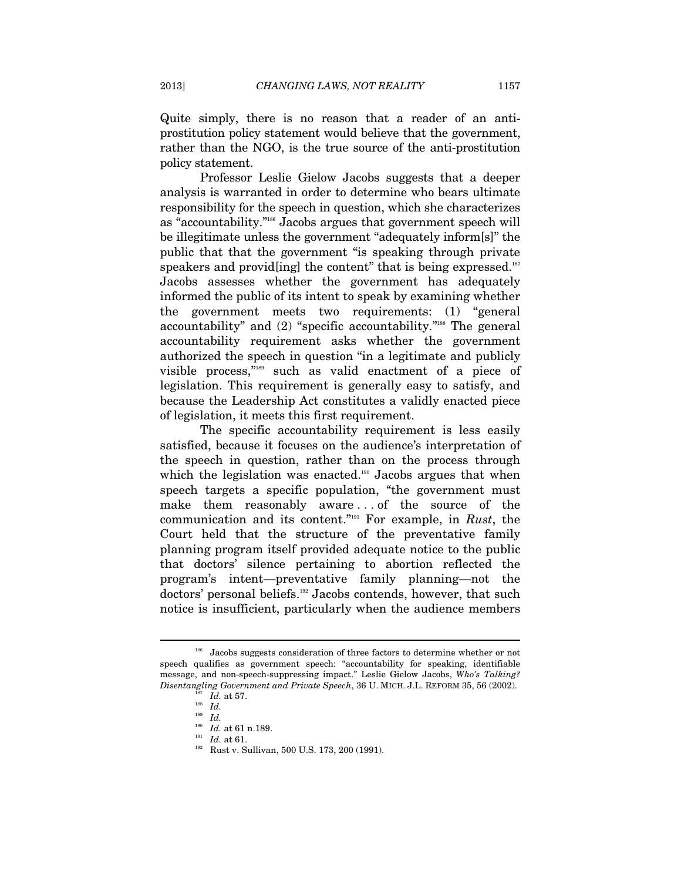Quite simply, there is no reason that a reader of an anti-prostitution policy statement would believe that the government, rather than the NGO, is the true source of the anti-prostitution policy statement.

Professor Leslie Gielow Jacobs suggests that a deeper analysis is warranted in order to determine who bears ultimate responsibility for the speech in question, which she characterizes as "accountability."[186] Jacobs argues that government speech will be illegitimate unless the government "adequately inform[s]" the public that that the government "is speaking through private speakers and provid[ing] the content" that is being expressed.[187] Jacobs assesses whether the government has adequately informed the public of its intent to speak by examining whether the government meets two requirements: (1) "general accountability" and (2) "specific accountability."[188] The general accountability requirement asks whether the government authorized the speech in question "in a legitimate and publicly visible process,"[189] such as valid enactment of a piece of legislation. This requirement is generally easy to satisfy, and because the Leadership Act constitutes a validly enacted piece of legislation, it meets this first requirement.

The specific accountability requirement is less easily satisfied, because it focuses on the audience's interpretation of the speech in question, rather than on the process through which the legislation was enacted.[190] Jacobs argues that when speech targets a specific population, "the government must make them reasonably aware . . . of the source of the communication and its content."[191] For example, in *Rust*, the Court held that the structure of the preventative family planning program itself provided adequate notice to the public that doctors' silence pertaining to abortion reflected the program's intent—preventative family planning—not the doctors' personal beliefs.[192] Jacobs contends, however, that such notice is insufficient, particularly when the audience members

---

[186] Jacobs suggests consideration of three factors to determine whether or not speech qualifies as government speech: "accountability for speaking, identifiable message, and non-speech-suppressing impact." Leslie Gielow Jacobs, *Who's Talking? Disentangling Government and Private Speech*, 36 U. MICH. J.L. REFORM 35, 56 (2002).

[187] *Id.* at 57.

[188] *Id.*

[189] *Id.*

[190] *Id.* at 61 n.189.

[191] *Id.* at 61.

[192] Rust v. Sullivan, 500 U.S. 173, 200 (1991).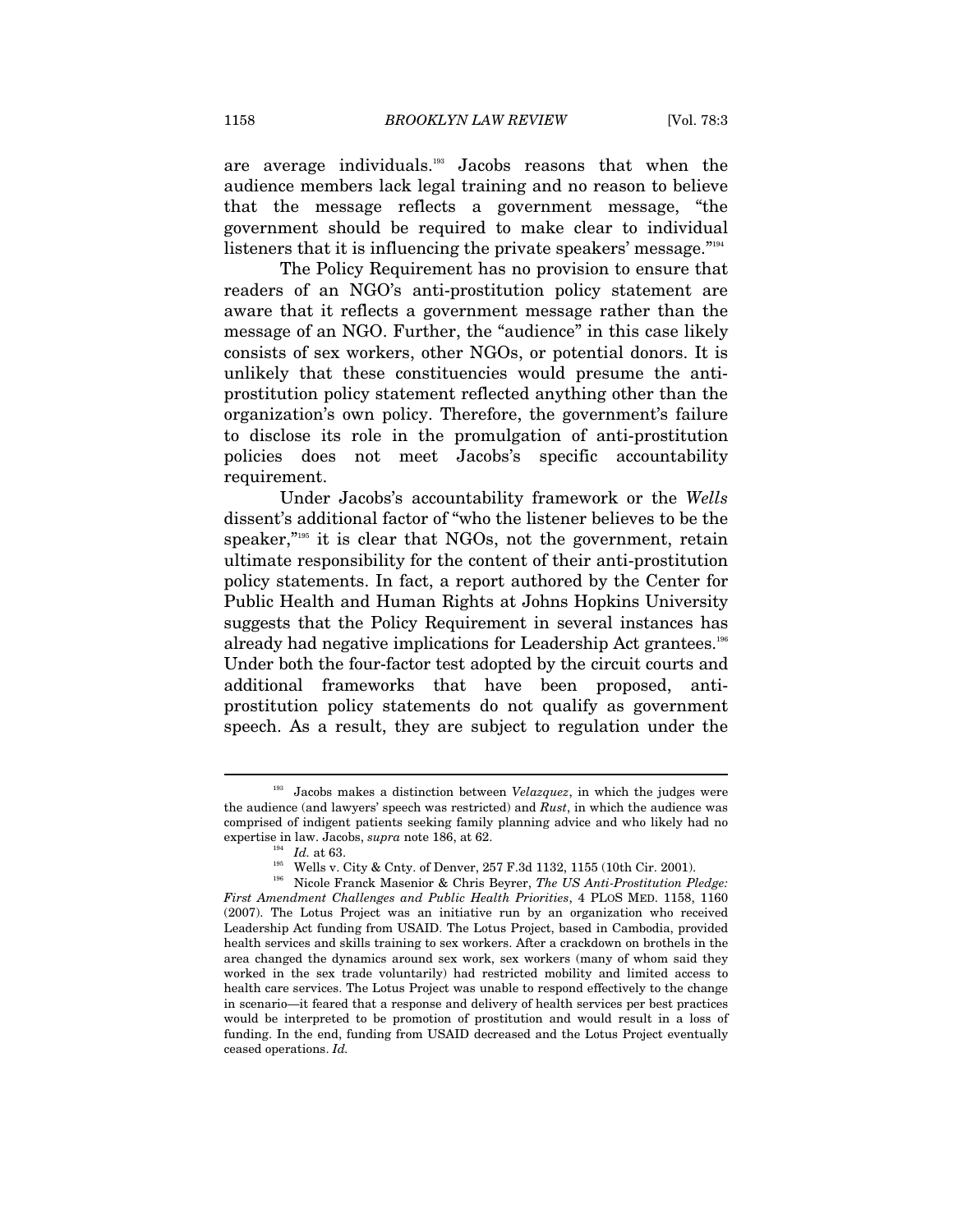are average individuals.[193] Jacobs reasons that when the audience members lack legal training and no reason to believe that the message reflects a government message, "the government should be required to make clear to individual listeners that it is influencing the private speakers' message."[194]

The Policy Requirement has no provision to ensure that readers of an NGO's anti-prostitution policy statement are aware that it reflects a government message rather than the message of an NGO. Further, the "audience" in this case likely consists of sex workers, other NGOs, or potential donors. It is unlikely that these constituencies would presume the anti-prostitution policy statement reflected anything other than the organization's own policy. Therefore, the government's failure to disclose its role in the promulgation of anti-prostitution policies does not meet Jacobs's specific accountability requirement.

Under Jacobs's accountability framework or the *Wells* dissent's additional factor of "who the listener believes to be the speaker,"[195] it is clear that NGOs, not the government, retain ultimate responsibility for the content of their anti-prostitution policy statements. In fact, a report authored by the Center for Public Health and Human Rights at Johns Hopkins University suggests that the Policy Requirement in several instances has already had negative implications for Leadership Act grantees.[196] Under both the four-factor test adopted by the circuit courts and additional frameworks that have been proposed, anti-prostitution policy statements do not qualify as government speech. As a result, they are subject to regulation under the

---

[193] Jacobs makes a distinction between *Velazquez*, in which the judges were the audience (and lawyers' speech was restricted) and *Rust*, in which the audience was comprised of indigent patients seeking family planning advice and who likely had no expertise in law. Jacobs, *supra* note 186, at 62.

[194] *Id.* at 63.

[195] Wells v. City & Cnty. of Denver, 257 F.3d 1132, 1155 (10th Cir. 2001).

[196] Nicole Franck Masenior & Chris Beyrer, *The US Anti-Prostitution Pledge: First Amendment Challenges and Public Health Priorities*, 4 PLOS MED. 1158, 1160 (2007). The Lotus Project was an initiative run by an organization who received Leadership Act funding from USAID. The Lotus Project, based in Cambodia, provided health services and skills training to sex workers. After a crackdown on brothels in the area changed the dynamics around sex work, sex workers (many of whom said they worked in the sex trade voluntarily) had restricted mobility and limited access to health care services. The Lotus Project was unable to respond effectively to the change in scenario—it feared that a response and delivery of health services per best practices would be interpreted to be promotion of prostitution and would result in a loss of funding. In the end, funding from USAID decreased and the Lotus Project eventually ceased operations. *Id.*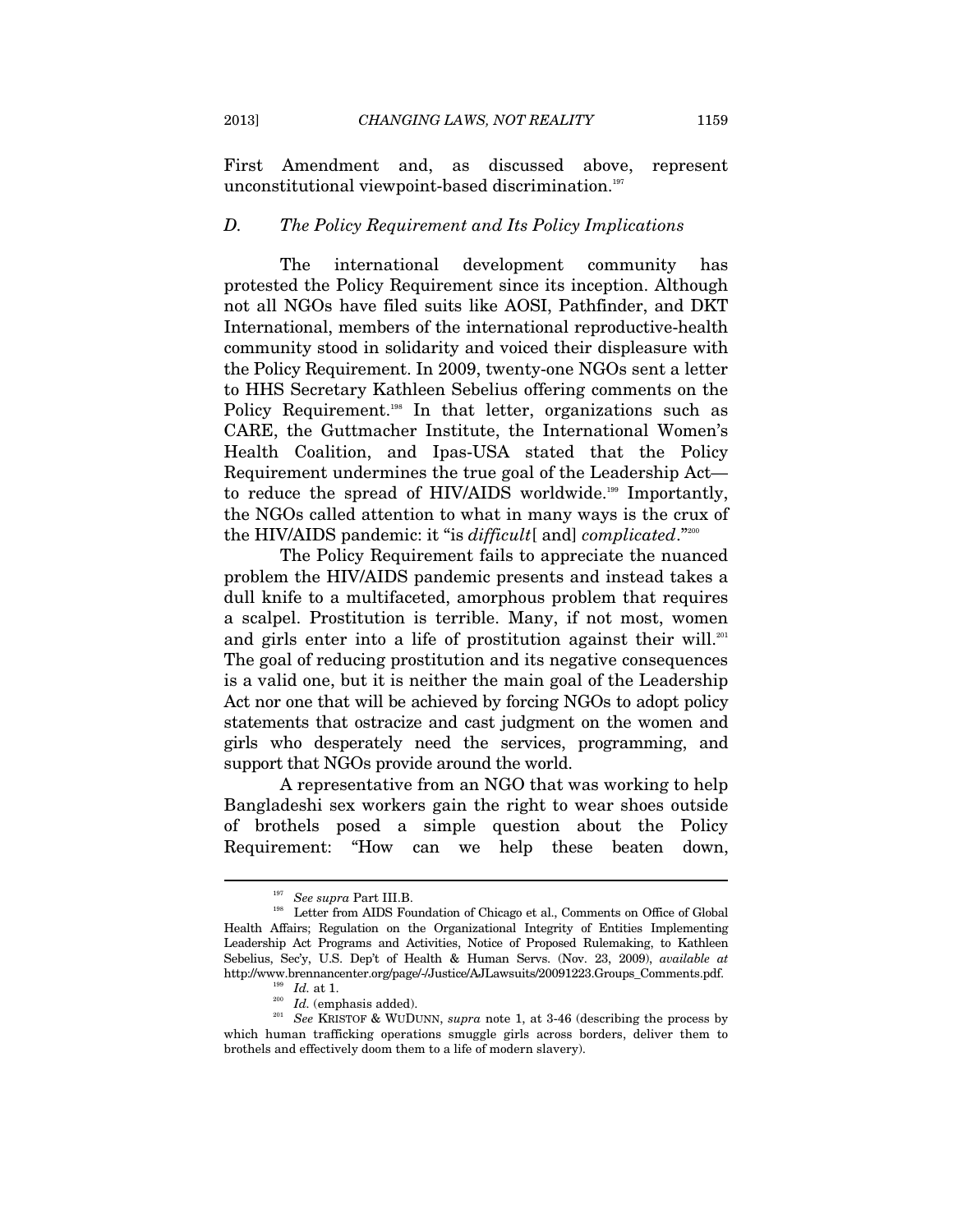First Amendment and, as discussed above, represent unconstitutional viewpoint-based discrimination.[197]

### *D. The Policy Requirement and Its Policy Implications*

The international development community has protested the Policy Requirement since its inception. Although not all NGOs have filed suits like AOSI, Pathfinder, and DKT International, members of the international reproductive-health community stood in solidarity and voiced their displeasure with the Policy Requirement. In 2009, twenty-one NGOs sent a letter to HHS Secretary Kathleen Sebelius offering comments on the Policy Requirement.[198] In that letter, organizations such as CARE, the Guttmacher Institute, the International Women's Health Coalition, and Ipas-USA stated that the Policy Requirement undermines the true goal of the Leadership Act—to reduce the spread of HIV/AIDS worldwide.[199] Importantly, the NGOs called attention to what in many ways is the crux of the HIV/AIDS pandemic: it "is *difficult*[ and] *complicated*."[200]

The Policy Requirement fails to appreciate the nuanced problem the HIV/AIDS pandemic presents and instead takes a dull knife to a multifaceted, amorphous problem that requires a scalpel. Prostitution is terrible. Many, if not most, women and girls enter into a life of prostitution against their will.[201] The goal of reducing prostitution and its negative consequences is a valid one, but it is neither the main goal of the Leadership Act nor one that will be achieved by forcing NGOs to adopt policy statements that ostracize and cast judgment on the women and girls who desperately need the services, programming, and support that NGOs provide around the world.

A representative from an NGO that was working to help Bangladeshi sex workers gain the right to wear shoes outside of brothels posed a simple question about the Policy Requirement: "How can we help these beaten down,

---

[197] *See supra* Part III.B.

[198] Letter from AIDS Foundation of Chicago et al., Comments on Office of Global Health Affairs; Regulation on the Organizational Integrity of Entities Implementing Leadership Act Programs and Activities, Notice of Proposed Rulemaking, to Kathleen Sebelius, Sec'y, U.S. Dep't of Health & Human Servs. (Nov. 23, 2009), *available at* http://www.brennancenter.org/page/-/Justice/AJLawsuits/20091223.Groups_Comments.pdf.

[199] *Id.* at 1.

[200] *Id.* (emphasis added).

[201] *See* KRISTOF & WUDUNN, *supra* note 1, at 3-46 (describing the process by which human trafficking operations smuggle girls across borders, deliver them to brothels and effectively doom them to a life of modern slavery).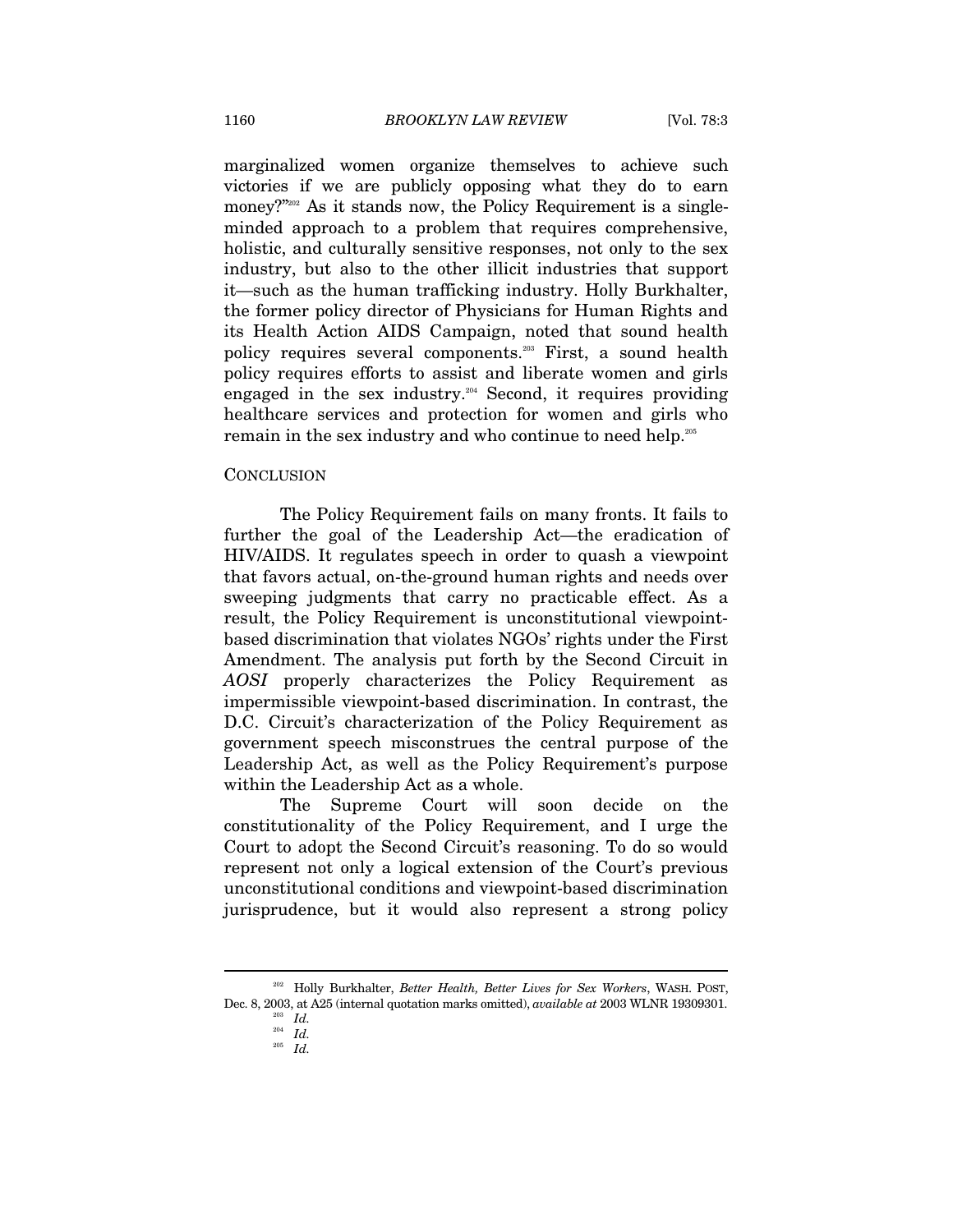marginalized women organize themselves to achieve such victories if we are publicly opposing what they do to earn money?"[202] As it stands now, the Policy Requirement is a single-minded approach to a problem that requires comprehensive, holistic, and culturally sensitive responses, not only to the sex industry, but also to the other illicit industries that support it—such as the human trafficking industry. Holly Burkhalter, the former policy director of Physicians for Human Rights and its Health Action AIDS Campaign, noted that sound health policy requires several components.[203] First, a sound health policy requires efforts to assist and liberate women and girls engaged in the sex industry.[204] Second, it requires providing healthcare services and protection for women and girls who remain in the sex industry and who continue to need help.[205]

## CONCLUSION

The Policy Requirement fails on many fronts. It fails to further the goal of the Leadership Act—the eradication of HIV/AIDS. It regulates speech in order to quash a viewpoint that favors actual, on-the-ground human rights and needs over sweeping judgments that carry no practicable effect. As a result, the Policy Requirement is unconstitutional viewpoint-based discrimination that violates NGOs' rights under the First Amendment. The analysis put forth by the Second Circuit in *AOSI* properly characterizes the Policy Requirement as impermissible viewpoint-based discrimination. In contrast, the D.C. Circuit's characterization of the Policy Requirement as government speech misconstrues the central purpose of the Leadership Act, as well as the Policy Requirement's purpose within the Leadership Act as a whole.

The Supreme Court will soon decide on the constitutionality of the Policy Requirement, and I urge the Court to adopt the Second Circuit's reasoning. To do so would represent not only a logical extension of the Court's previous unconstitutional conditions and viewpoint-based discrimination jurisprudence, but it would also represent a strong policy

---

[202] Holly Burkhalter, *Better Health, Better Lives for Sex Workers*, WASH. POST, Dec. 8, 2003, at A25 (internal quotation marks omitted), *available at* 2003 WLNR 19309301.

[203] *Id.*

[204] *Id.*

[205] *Id.*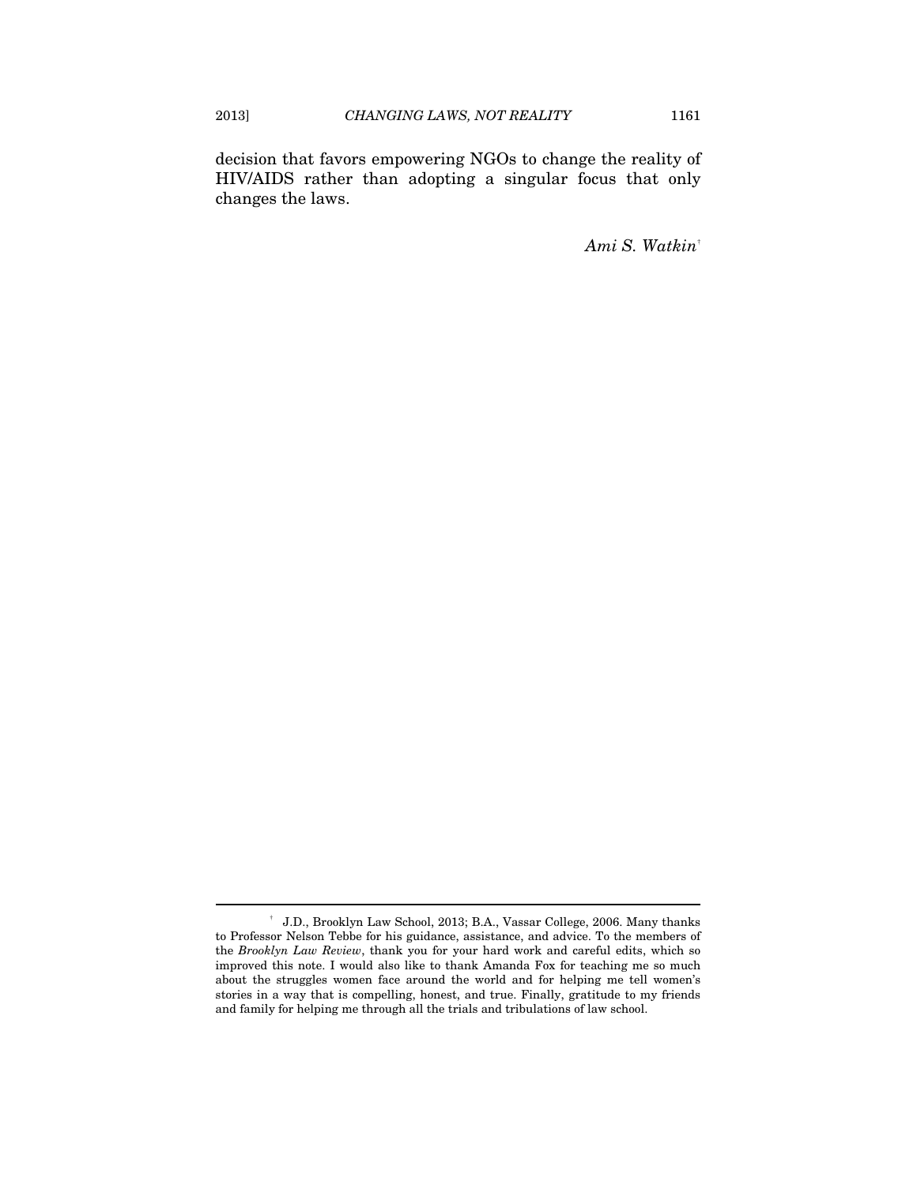decision that favors empowering NGOs to change the reality of HIV/AIDS rather than adopting a singular focus that only changes the laws.

*Ami S. Watkin*[†]

[†] J.D., Brooklyn Law School, 2013; B.A., Vassar College, 2006. Many thanks to Professor Nelson Tebbe for his guidance, assistance, and advice. To the members of the *Brooklyn Law Review*, thank you for your hard work and careful edits, which so improved this note. I would also like to thank Amanda Fox for teaching me so much about the struggles women face around the world and for helping me tell women's stories in a way that is compelling, honest, and true. Finally, gratitude to my friends and family for helping me through all the trials and tribulations of law school.